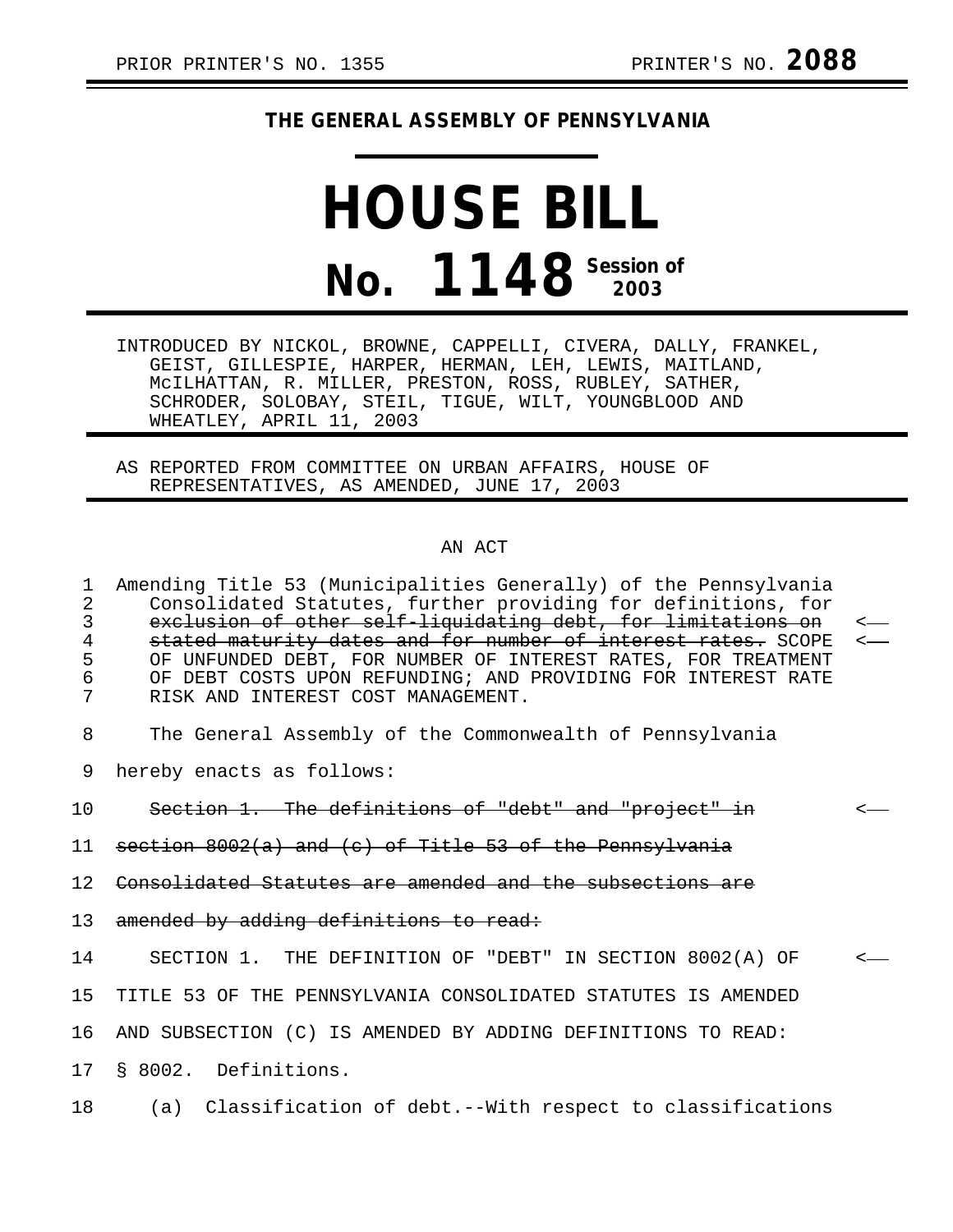PRIOR PRINTER'S NO. 1355 PRINTER'S NO. **2088**

# THE GENERAL ASSEMBLY OF PENNSYLVANIA

# HOUSE BILL

## No. 1148 Session of 2003

INTRODUCED BY NICKOL, BROWNE, CAPPELLI, CIVERA, DALLY, FRANKEL, GEIST, GILLESPIE, HARPER, HERMAN, LEH, LEWIS, MAITLAND, McILHATTAN, R. MILLER, PRESTON, ROSS, RUBLEY, SATHER, SCHRODER, SOLOBAY, STEIL, TIGUE, WILT, YOUNGBLOOD AND WHEATLEY, APRIL 11, 2003

AS REPORTED FROM COMMITTEE ON URBAN AFFAIRS, HOUSE OF REPRESENTATIVES, AS AMENDED, JUNE 17, 2003

AN ACT

1 Amending Title 53 (Municipalities Generally) of the Pennsylvania
2 Consolidated Statutes, further providing for definitions, for
3 ~~exclusion of other self-liquidating debt, for limitations on~~ <—
4 ~~stated maturity dates and for number of interest rates.~~ SCOPE <—
5 OF UNFUNDED DEBT, FOR NUMBER OF INTEREST RATES, FOR TREATMENT
6 OF DEBT COSTS UPON REFUNDING; AND PROVIDING FOR INTEREST RATE
7 RISK AND INTEREST COST MANAGEMENT.

8 The General Assembly of the Commonwealth of Pennsylvania
9 hereby enacts as follows:

10 ~~Section 1. The definitions of "debt" and "project" in~~ <—
11 ~~section 8002(a) and (c) of Title 53 of the Pennsylvania~~
12 ~~Consolidated Statutes are amended and the subsections are~~
13 ~~amended by adding definitions to read:~~

14 SECTION 1. THE DEFINITION OF "DEBT" IN SECTION 8002(A) OF <—
15 TITLE 53 OF THE PENNSYLVANIA CONSOLIDATED STATUTES IS AMENDED
16 AND SUBSECTION (C) IS AMENDED BY ADDING DEFINITIONS TO READ:

17 § 8002. Definitions.

18 (a) Classification of debt.--With respect to classifications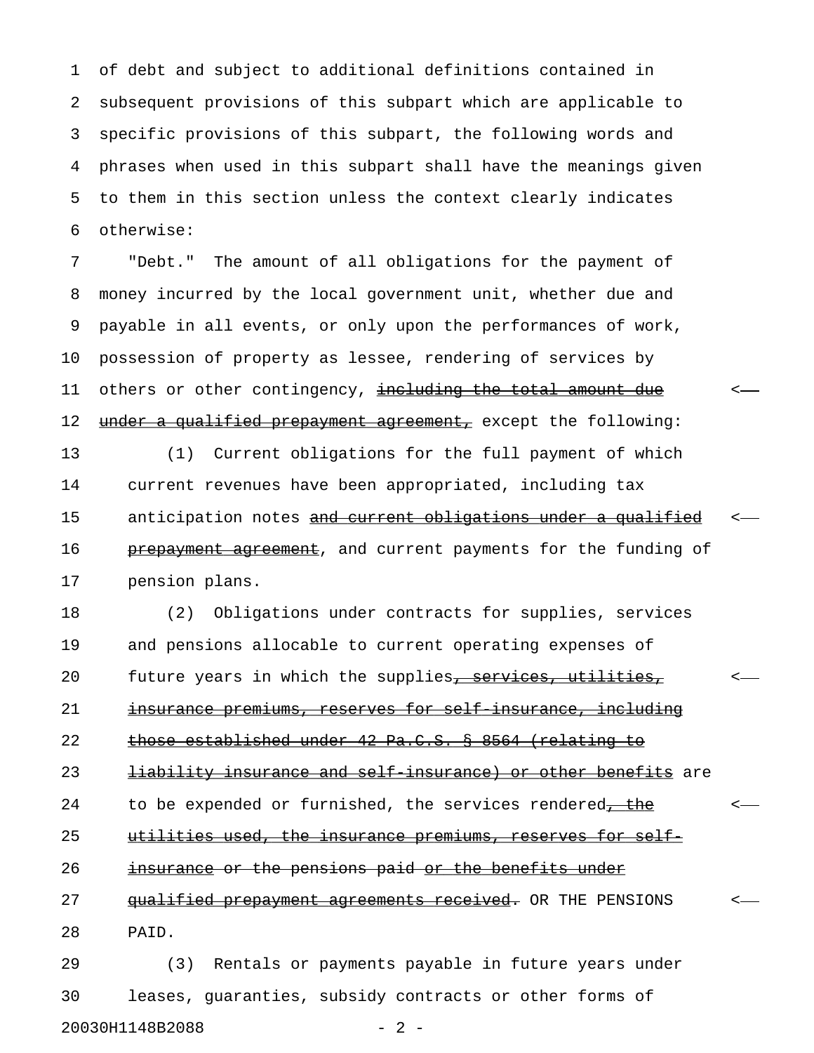of debt and subject to additional definitions contained in subsequent provisions of this subpart which are applicable to specific provisions of this subpart, the following words and phrases when used in this subpart shall have the meanings given to them in this section unless the context clearly indicates otherwise:

"Debt." The amount of all obligations for the payment of money incurred by the local government unit, whether due and payable in all events, or only upon the performances of work, possession of property as lessee, rendering of services by others or other contingency, ~~including the total amount due under a qualified prepayment agreement,~~ except the following:

(1) Current obligations for the full payment of which current revenues have been appropriated, including tax anticipation notes ~~and current obligations under a qualified prepayment agreement~~, and current payments for the funding of pension plans.

(2) Obligations under contracts for supplies, services and pensions allocable to current operating expenses of future years in which the supplies~~, services, utilities, insurance premiums, reserves for self-insurance, including those established under 42 Pa.C.S. § 8564 (relating to liability insurance and self-insurance) or other benefits~~ are to be expended or furnished, the services rendered~~, the utilities used, the insurance premiums, reserves for self-insurance~~ ~~or the pensions paid~~ ~~or the benefits under qualified prepayment agreements received~~. OR THE PENSIONS PAID.

(3) Rentals or payments payable in future years under leases, guaranties, subsidy contracts or other forms of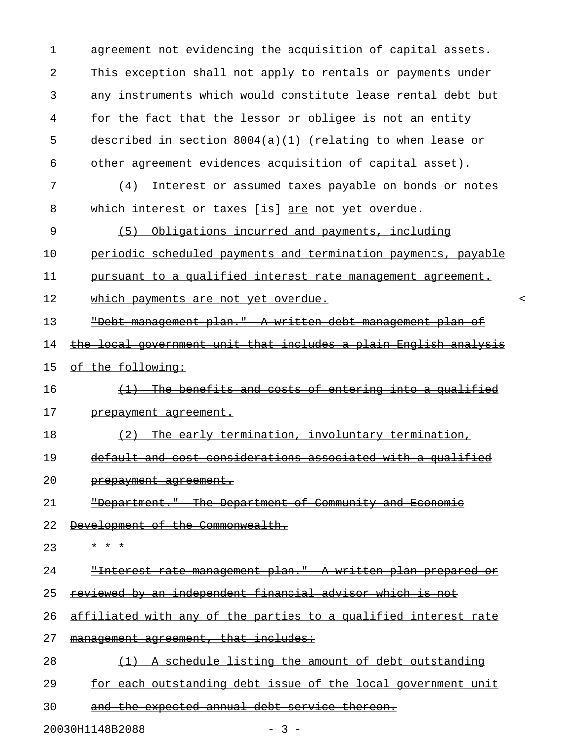agreement not evidencing the acquisition of capital assets. This exception shall not apply to rentals or payments under any instruments which would constitute lease rental debt but for the fact that the lessor or obligee is not an entity described in section 8004(a)(1) (relating to when lease or other agreement evidences acquisition of capital asset).

(4) Interest or assumed taxes payable on bonds or notes which interest or taxes [is] <u>are</u> not yet overdue.

<u>(5) Obligations incurred and payments, including periodic scheduled payments and termination payments, payable pursuant to a qualified interest rate management agreement.</u> ~~which payments are not yet overdue.~~ <

~~"Debt management plan." A written debt management plan of the local government unit that includes a plain English analysis of the following:~~

~~(1) The benefits and costs of entering into a qualified prepayment agreement.~~

~~(2) The early termination, involuntary termination, default and cost considerations associated with a qualified prepayment agreement.~~

~~"Department." The Department of Community and Economic Development of the Commonwealth.~~

<u>* * *</u>

~~"Interest rate management plan." A written plan prepared or reviewed by an independent financial advisor which is not affiliated with any of the parties to a qualified interest rate management agreement, that includes:~~

~~(1) A schedule listing the amount of debt outstanding for each outstanding debt issue of the local government unit and the expected annual debt service thereon.~~

20030H1148B2088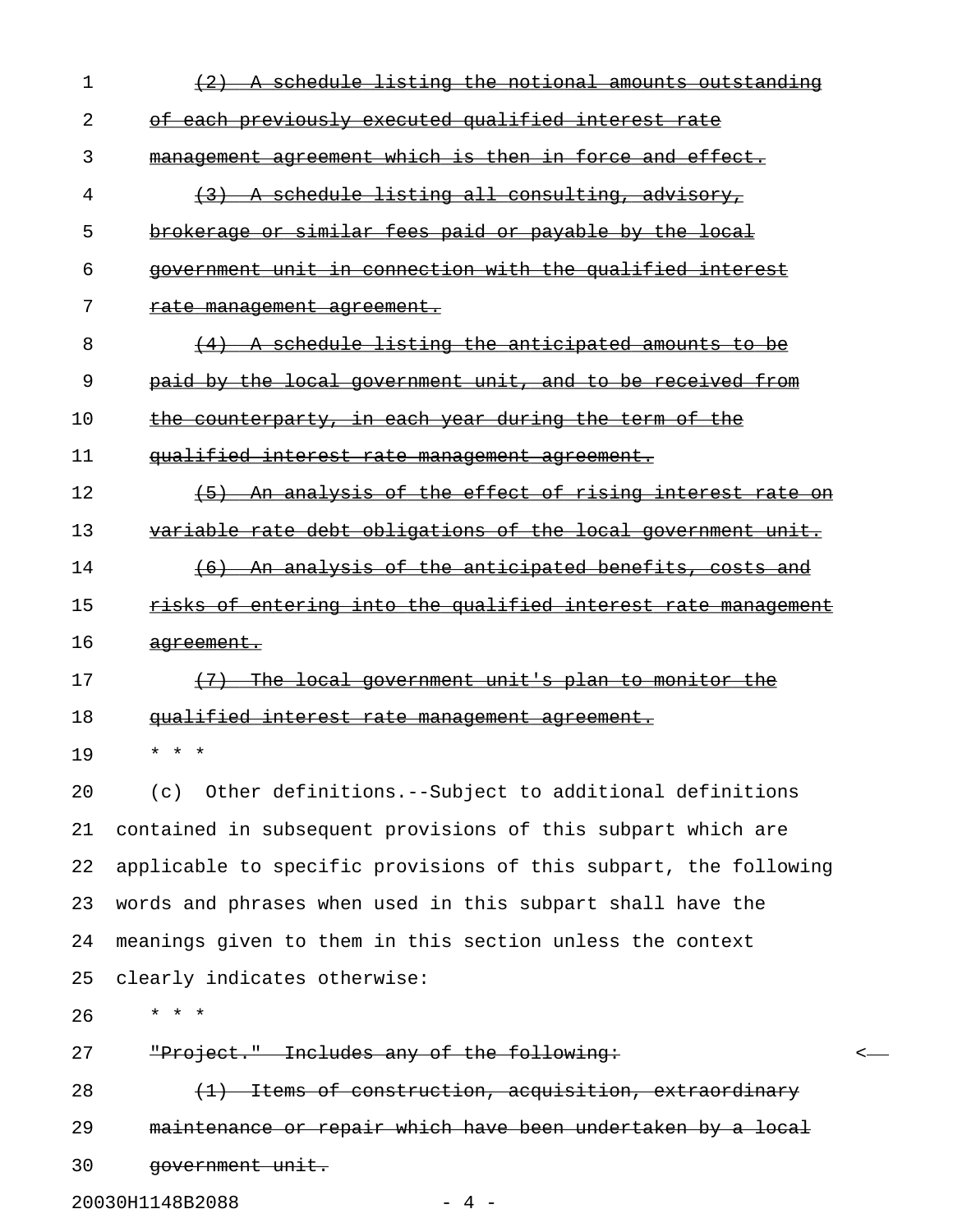~~(2) A schedule listing the notional amounts outstanding of each previously executed qualified interest rate management agreement which is then in force and effect.~~

~~(3) A schedule listing all consulting, advisory, brokerage or similar fees paid or payable by the local government unit in connection with the qualified interest rate management agreement.~~

~~(4) A schedule listing the anticipated amounts to be paid by the local government unit, and to be received from the counterparty, in each year during the term of the qualified interest rate management agreement.~~

~~(5) An analysis of the effect of rising interest rate on variable rate debt obligations of the local government unit.~~

~~(6) An analysis of the anticipated benefits, costs and risks of entering into the qualified interest rate management agreement.~~

~~(7) The local government unit's plan to monitor the qualified interest rate management agreement.~~

* * *

(c) Other definitions.--Subject to additional definitions contained in subsequent provisions of this subpart which are applicable to specific provisions of this subpart, the following words and phrases when used in this subpart shall have the meanings given to them in this section unless the context clearly indicates otherwise:

* * *

~~"Project." Includes any of the following:~~

~~(1) Items of construction, acquisition, extraordinary maintenance or repair which have been undertaken by a local government unit.~~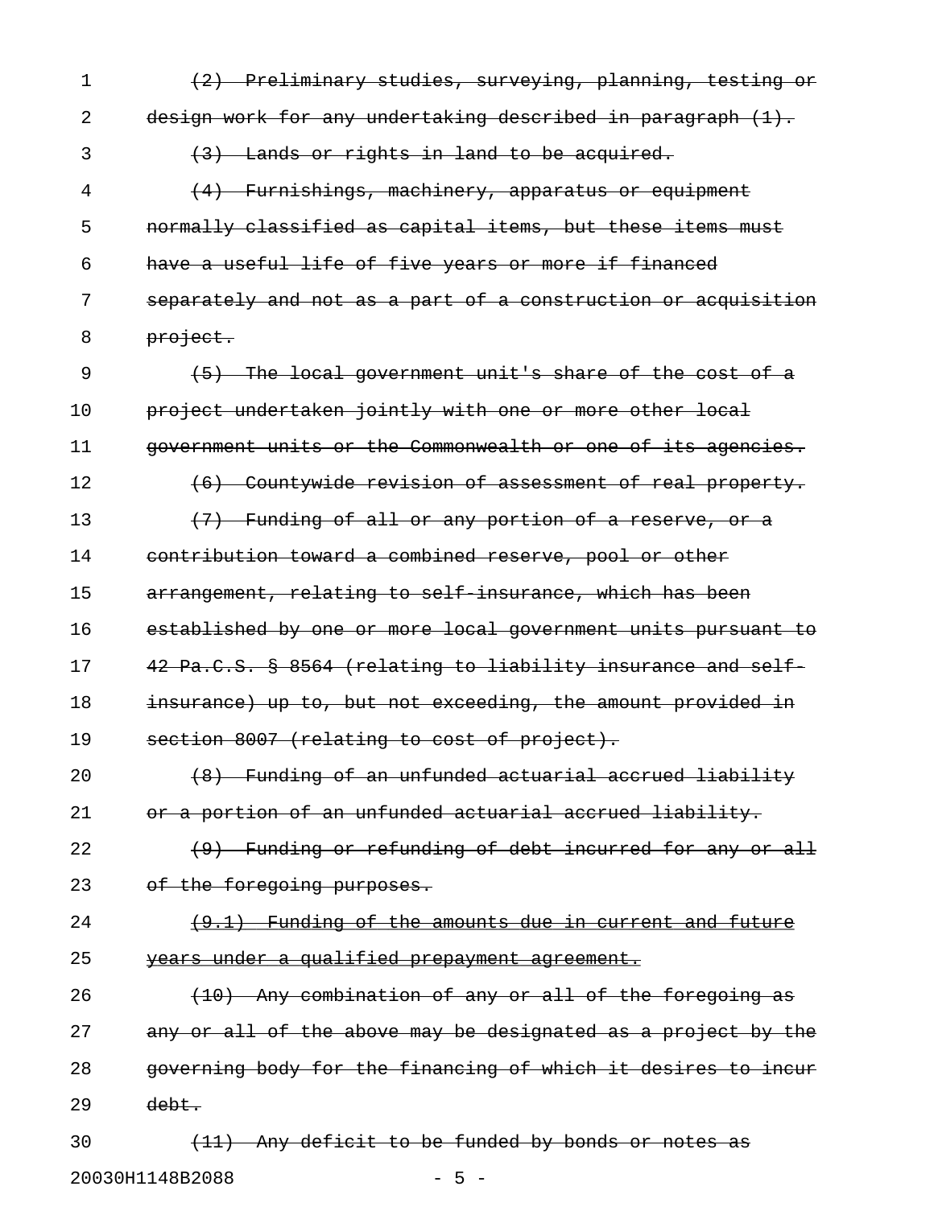(2) Preliminary studies, surveying, planning, testing or design work for any undertaking described in paragraph (1).

(3) Lands or rights in land to be acquired.

(4) Furnishings, machinery, apparatus or equipment normally classified as capital items, but these items must have a useful life of five years or more if financed separately and not as a part of a construction or acquisition project.

(5) The local government unit's share of the cost of a project undertaken jointly with one or more other local government units or the Commonwealth or one of its agencies.

(6) Countywide revision of assessment of real property.

(7) Funding of all or any portion of a reserve, or a contribution toward a combined reserve, pool or other arrangement, relating to self-insurance, which has been established by one or more local government units pursuant to 42 Pa.C.S. § 8564 (relating to liability insurance and self-insurance) up to, but not exceeding, the amount provided in section 8007 (relating to cost of project).

(8) Funding of an unfunded actuarial accrued liability or a portion of an unfunded actuarial accrued liability.

(9) Funding or refunding of debt incurred for any or all of the foregoing purposes.

(9.1) Funding of the amounts due in current and future years under a qualified prepayment agreement.

(10) Any combination of any or all of the foregoing as any or all of the above may be designated as a project by the governing body for the financing of which it desires to incur debt.

(11) Any deficit to be funded by bonds or notes as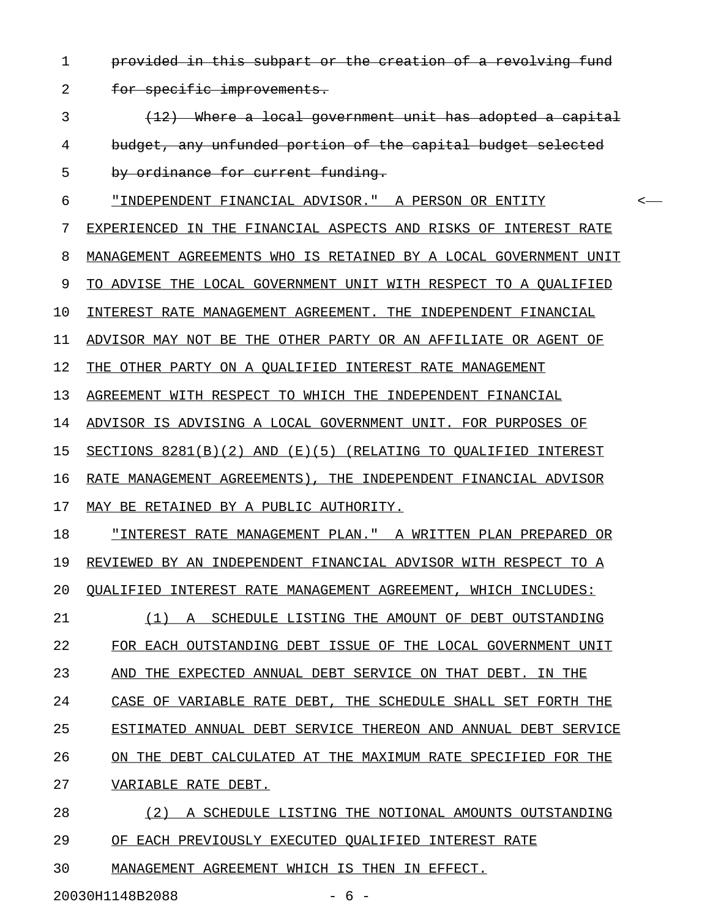~~provided in this subpart or the creation of a revolving fund for specific improvements.~~

~~(12) Where a local government unit has adopted a capital budget, any unfunded portion of the capital budget selected by ordinance for current funding.~~

<u>"INDEPENDENT FINANCIAL ADVISOR." A PERSON OR ENTITY EXPERIENCED IN THE FINANCIAL ASPECTS AND RISKS OF INTEREST RATE MANAGEMENT AGREEMENTS WHO IS RETAINED BY A LOCAL GOVERNMENT UNIT TO ADVISE THE LOCAL GOVERNMENT UNIT WITH RESPECT TO A QUALIFIED INTEREST RATE MANAGEMENT AGREEMENT. THE INDEPENDENT FINANCIAL ADVISOR MAY NOT BE THE OTHER PARTY OR AN AFFILIATE OR AGENT OF THE OTHER PARTY ON A QUALIFIED INTEREST RATE MANAGEMENT AGREEMENT WITH RESPECT TO WHICH THE INDEPENDENT FINANCIAL ADVISOR IS ADVISING A LOCAL GOVERNMENT UNIT. FOR PURPOSES OF SECTIONS 8281(B)(2) AND (E)(5) (RELATING TO QUALIFIED INTEREST RATE MANAGEMENT AGREEMENTS), THE INDEPENDENT FINANCIAL ADVISOR MAY BE RETAINED BY A PUBLIC AUTHORITY.</u>

<u>"INTEREST RATE MANAGEMENT PLAN." A WRITTEN PLAN PREPARED OR REVIEWED BY AN INDEPENDENT FINANCIAL ADVISOR WITH RESPECT TO A QUALIFIED INTEREST RATE MANAGEMENT AGREEMENT, WHICH INCLUDES:</u>

<u>(1) A SCHEDULE LISTING THE AMOUNT OF DEBT OUTSTANDING FOR EACH OUTSTANDING DEBT ISSUE OF THE LOCAL GOVERNMENT UNIT AND THE EXPECTED ANNUAL DEBT SERVICE ON THAT DEBT. IN THE CASE OF VARIABLE RATE DEBT, THE SCHEDULE SHALL SET FORTH THE ESTIMATED ANNUAL DEBT SERVICE THEREON AND ANNUAL DEBT SERVICE ON THE DEBT CALCULATED AT THE MAXIMUM RATE SPECIFIED FOR THE VARIABLE RATE DEBT.</u>

<u>(2) A SCHEDULE LISTING THE NOTIONAL AMOUNTS OUTSTANDING OF EACH PREVIOUSLY EXECUTED QUALIFIED INTEREST RATE MANAGEMENT AGREEMENT WHICH IS THEN IN EFFECT.</u>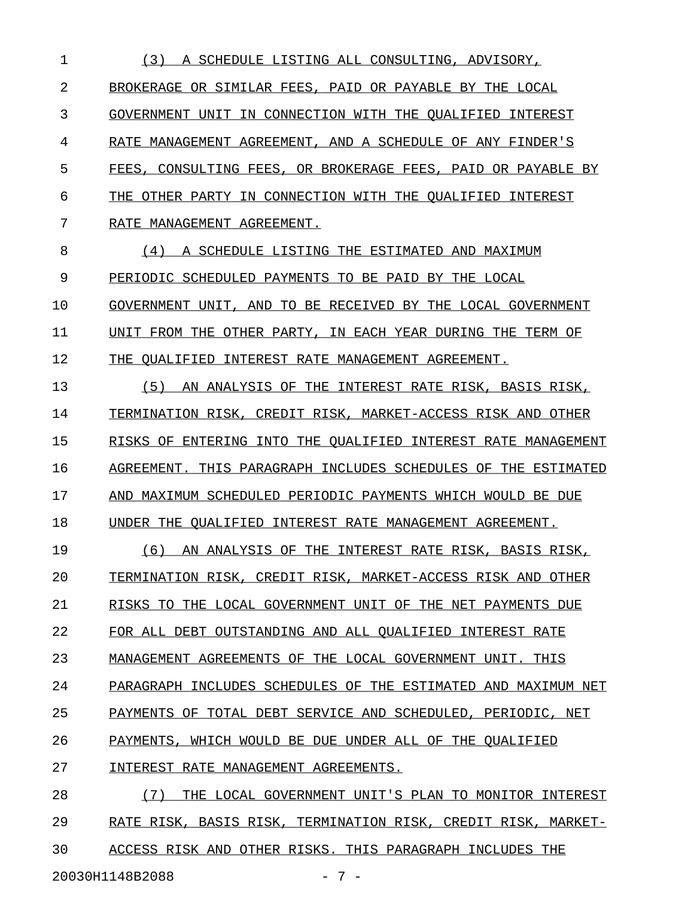(3) A SCHEDULE LISTING ALL CONSULTING, ADVISORY, BROKERAGE OR SIMILAR FEES, PAID OR PAYABLE BY THE LOCAL GOVERNMENT UNIT IN CONNECTION WITH THE QUALIFIED INTEREST RATE MANAGEMENT AGREEMENT, AND A SCHEDULE OF ANY FINDER'S FEES, CONSULTING FEES, OR BROKERAGE FEES, PAID OR PAYABLE BY THE OTHER PARTY IN CONNECTION WITH THE QUALIFIED INTEREST RATE MANAGEMENT AGREEMENT.

(4) A SCHEDULE LISTING THE ESTIMATED AND MAXIMUM PERIODIC SCHEDULED PAYMENTS TO BE PAID BY THE LOCAL GOVERNMENT UNIT, AND TO BE RECEIVED BY THE LOCAL GOVERNMENT UNIT FROM THE OTHER PARTY, IN EACH YEAR DURING THE TERM OF THE QUALIFIED INTEREST RATE MANAGEMENT AGREEMENT.

(5) AN ANALYSIS OF THE INTEREST RATE RISK, BASIS RISK, TERMINATION RISK, CREDIT RISK, MARKET-ACCESS RISK AND OTHER RISKS OF ENTERING INTO THE QUALIFIED INTEREST RATE MANAGEMENT AGREEMENT. THIS PARAGRAPH INCLUDES SCHEDULES OF THE ESTIMATED AND MAXIMUM SCHEDULED PERIODIC PAYMENTS WHICH WOULD BE DUE UNDER THE QUALIFIED INTEREST RATE MANAGEMENT AGREEMENT.

(6) AN ANALYSIS OF THE INTEREST RATE RISK, BASIS RISK, TERMINATION RISK, CREDIT RISK, MARKET-ACCESS RISK AND OTHER RISKS TO THE LOCAL GOVERNMENT UNIT OF THE NET PAYMENTS DUE FOR ALL DEBT OUTSTANDING AND ALL QUALIFIED INTEREST RATE MANAGEMENT AGREEMENTS OF THE LOCAL GOVERNMENT UNIT. THIS PARAGRAPH INCLUDES SCHEDULES OF THE ESTIMATED AND MAXIMUM NET PAYMENTS OF TOTAL DEBT SERVICE AND SCHEDULED, PERIODIC, NET PAYMENTS, WHICH WOULD BE DUE UNDER ALL OF THE QUALIFIED INTEREST RATE MANAGEMENT AGREEMENTS.

(7) THE LOCAL GOVERNMENT UNIT'S PLAN TO MONITOR INTEREST RATE RISK, BASIS RISK, TERMINATION RISK, CREDIT RISK, MARKET-ACCESS RISK AND OTHER RISKS. THIS PARAGRAPH INCLUDES THE

20030H1148B2088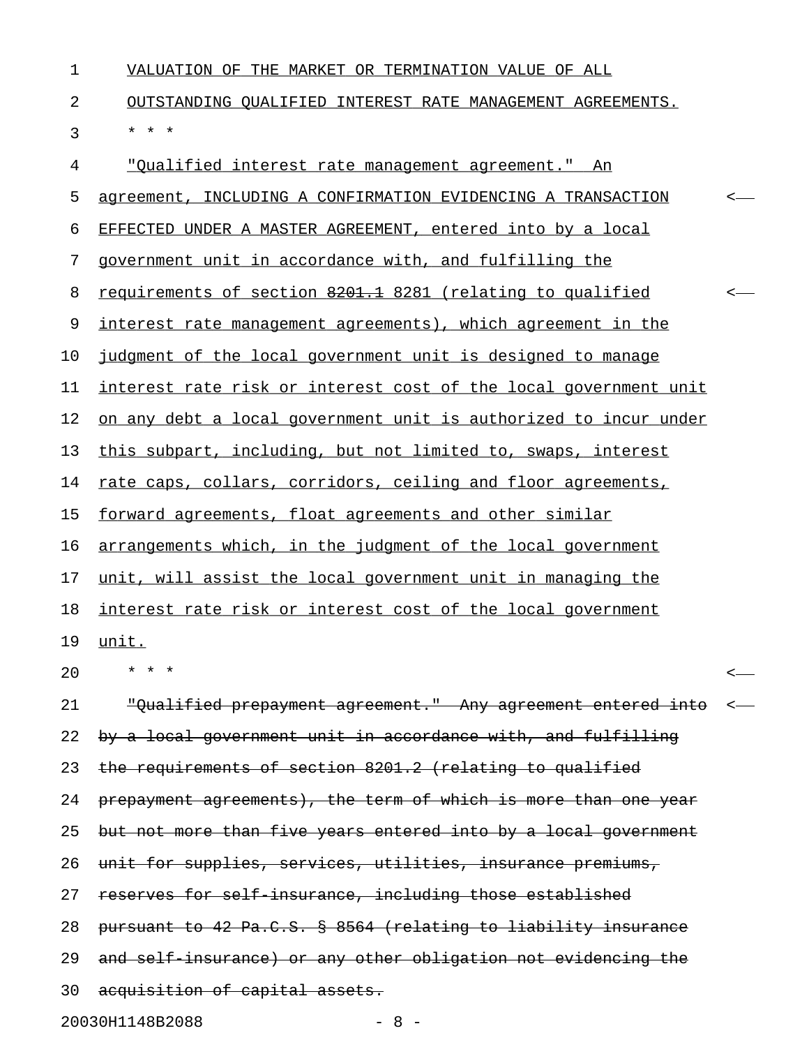VALUATION OF THE MARKET OR TERMINATION VALUE OF ALL OUTSTANDING QUALIFIED INTEREST RATE MANAGEMENT AGREEMENTS.

\* \* \*

"Qualified interest rate management agreement." An agreement, INCLUDING A CONFIRMATION EVIDENCING A TRANSACTION EFFECTED UNDER A MASTER AGREEMENT, entered into by a local government unit in accordance with, and fulfilling the requirements of section ~~8201.1~~ 8281 (relating to qualified interest rate management agreements), which agreement in the judgment of the local government unit is designed to manage interest rate risk or interest cost of the local government unit on any debt a local government unit is authorized to incur under this subpart, including, but not limited to, swaps, interest rate caps, collars, corridors, ceiling and floor agreements, forward agreements, float agreements and other similar arrangements which, in the judgment of the local government unit, will assist the local government unit in managing the interest rate risk or interest cost of the local government unit.

\* \* \*

~~"Qualified prepayment agreement." Any agreement entered into by a local government unit in accordance with, and fulfilling the requirements of section 8201.2 (relating to qualified prepayment agreements), the term of which is more than one year but not more than five years entered into by a local government unit for supplies, services, utilities, insurance premiums, reserves for self-insurance, including those established pursuant to 42 Pa.C.S. § 8564 (relating to liability insurance and self-insurance) or any other obligation not evidencing the acquisition of capital assets.~~

20030H1148B2088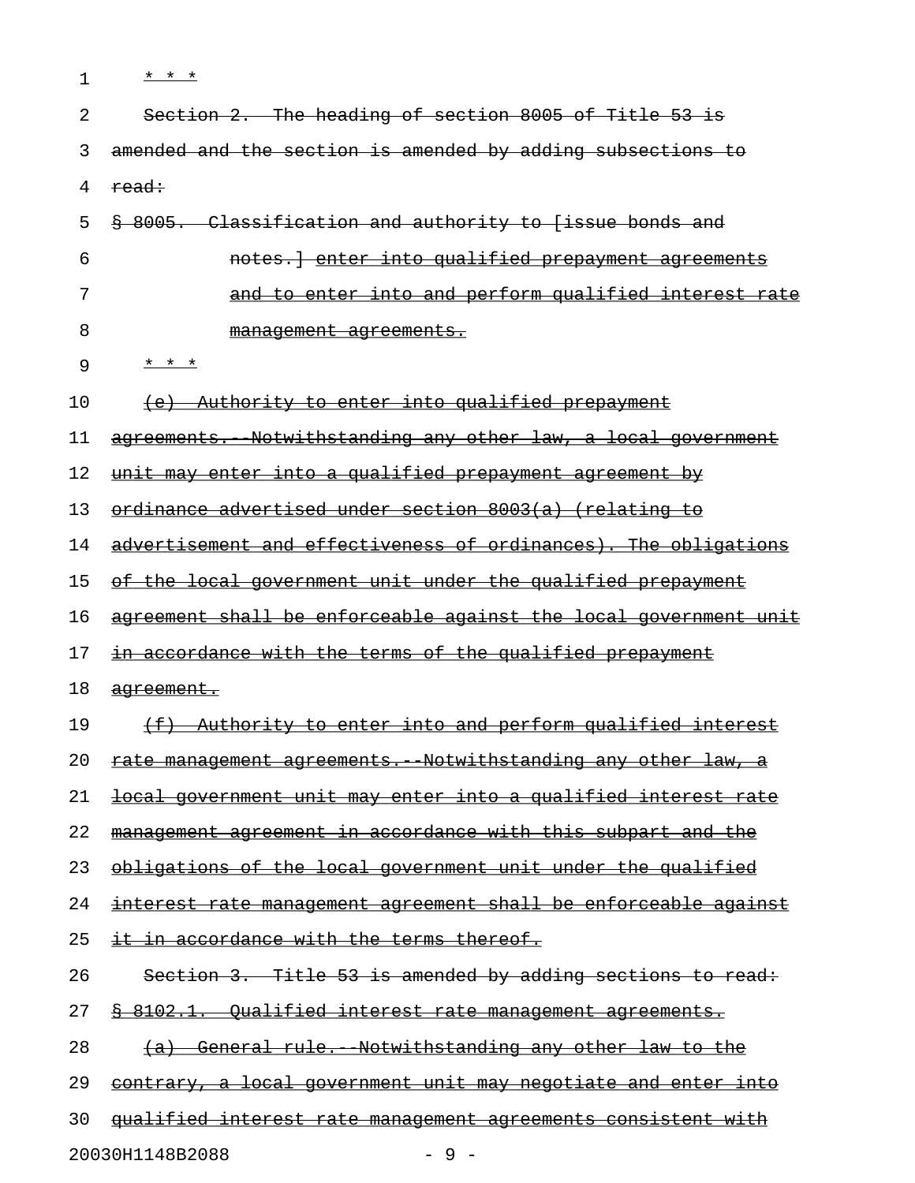* * *

Section 2. The heading of section 8005 of Title 53 is amended and the section is amended by adding subsections to read:

§ 8005. Classification and authority to [issue bonds and notes.] enter into qualified prepayment agreements and to enter into and perform qualified interest rate management agreements.

* * *

(e) Authority to enter into qualified prepayment agreements.--Notwithstanding any other law, a local government unit may enter into a qualified prepayment agreement by ordinance advertised under section 8003(a) (relating to advertisement and effectiveness of ordinances). The obligations of the local government unit under the qualified prepayment agreement shall be enforceable against the local government unit in accordance with the terms of the qualified prepayment agreement.

(f) Authority to enter into and perform qualified interest rate management agreements.--Notwithstanding any other law, a local government unit may enter into a qualified interest rate management agreement in accordance with this subpart and the obligations of the local government unit under the qualified interest rate management agreement shall be enforceable against it in accordance with the terms thereof.

Section 3. Title 53 is amended by adding sections to read:

§ 8102.1. Qualified interest rate management agreements.

(a) General rule.--Notwithstanding any other law to the contrary, a local government unit may negotiate and enter into qualified interest rate management agreements consistent with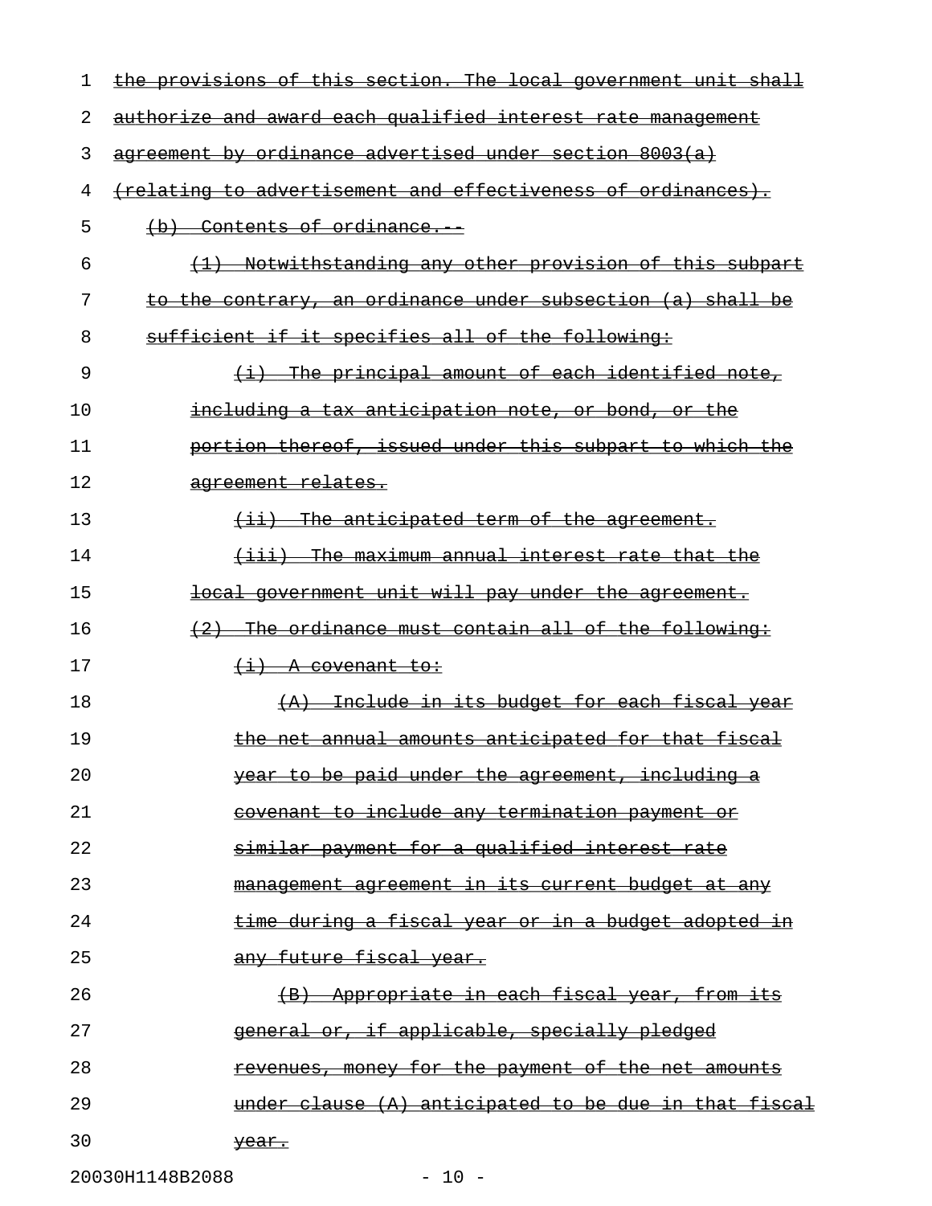the provisions of this section. The local government unit shall authorize and award each qualified interest rate management agreement by ordinance advertised under section 8003(a) (relating to advertisement and effectiveness of ordinances).

(b) Contents of ordinance.--

(1) Notwithstanding any other provision of this subpart to the contrary, an ordinance under subsection (a) shall be sufficient if it specifies all of the following:

(i) The principal amount of each identified note, including a tax anticipation note, or bond, or the portion thereof, issued under this subpart to which the agreement relates.

(ii) The anticipated term of the agreement.

(iii) The maximum annual interest rate that the local government unit will pay under the agreement.

(2) The ordinance must contain all of the following:

(i) A covenant to:

(A) Include in its budget for each fiscal year the net annual amounts anticipated for that fiscal year to be paid under the agreement, including a covenant to include any termination payment or similar payment for a qualified interest rate management agreement in its current budget at any time during a fiscal year or in a budget adopted in any future fiscal year.

(B) Appropriate in each fiscal year, from its general or, if applicable, specially pledged revenues, money for the payment of the net amounts under clause (A) anticipated to be due in that fiscal year.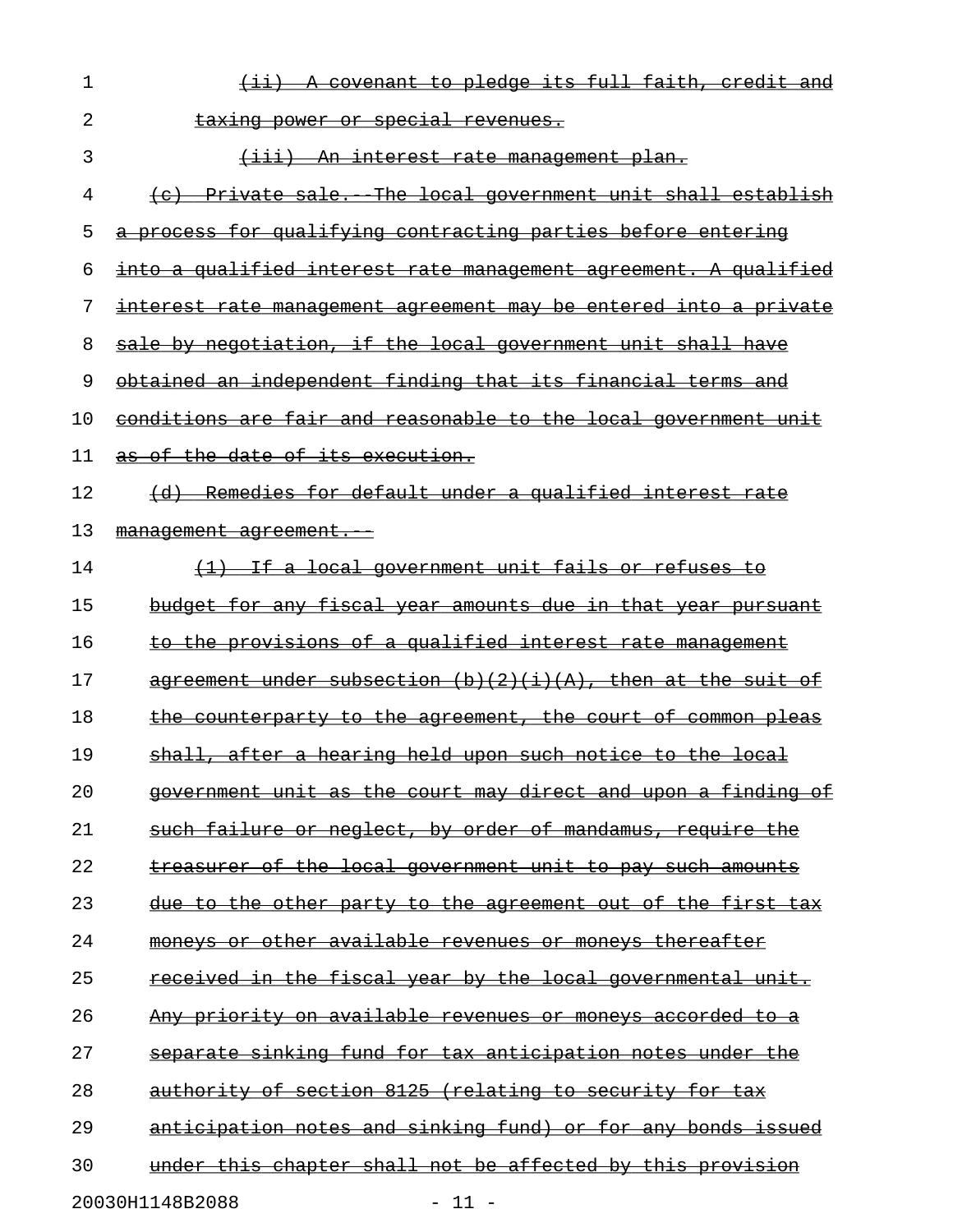~~(ii) A covenant to pledge its full faith, credit and taxing power or special revenues.~~

~~(iii) An interest rate management plan.~~

~~(c) Private sale.--The local government unit shall establish a process for qualifying contracting parties before entering into a qualified interest rate management agreement. A qualified interest rate management agreement may be entered into a private sale by negotiation, if the local government unit shall have obtained an independent finding that its financial terms and conditions are fair and reasonable to the local government unit as of the date of its execution.~~

~~(d) Remedies for default under a qualified interest rate management agreement.--~~

~~(1) If a local government unit fails or refuses to budget for any fiscal year amounts due in that year pursuant to the provisions of a qualified interest rate management agreement under subsection (b)(2)(i)(A), then at the suit of the counterparty to the agreement, the court of common pleas shall, after a hearing held upon such notice to the local government unit as the court may direct and upon a finding of such failure or neglect, by order of mandamus, require the treasurer of the local government unit to pay such amounts due to the other party to the agreement out of the first tax moneys or other available revenues or moneys thereafter received in the fiscal year by the local governmental unit. Any priority on available revenues or moneys accorded to a separate sinking fund for tax anticipation notes under the authority of section 8125 (relating to security for tax anticipation notes and sinking fund) or for any bonds issued under this chapter shall not be affected by this provision~~

20030H1148B2088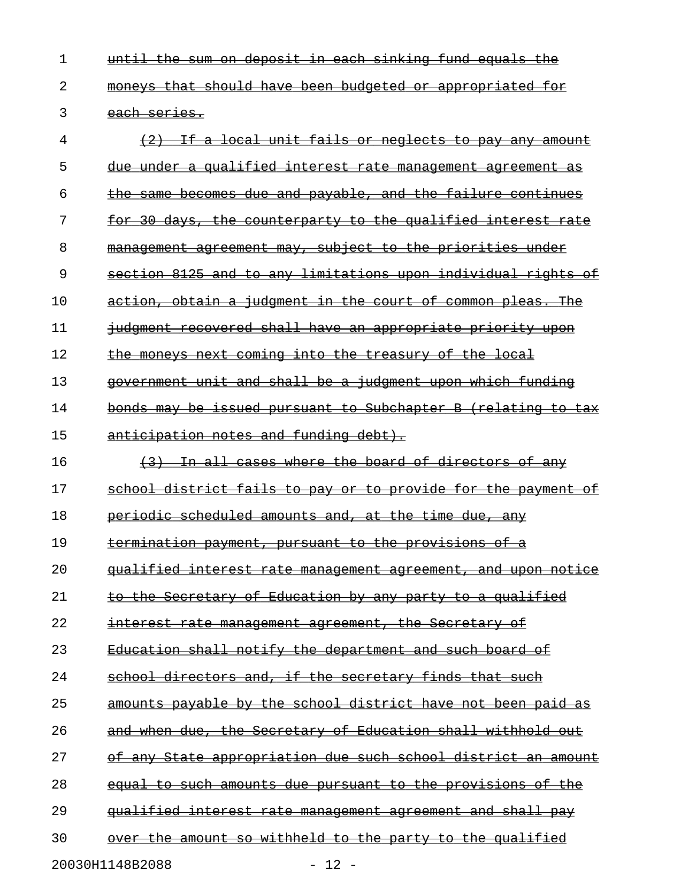until the sum on deposit in each sinking fund equals the moneys that should have been budgeted or appropriated for each series.

(2) If a local unit fails or neglects to pay any amount due under a qualified interest rate management agreement as the same becomes due and payable, and the failure continues for 30 days, the counterparty to the qualified interest rate management agreement may, subject to the priorities under section 8125 and to any limitations upon individual rights of action, obtain a judgment in the court of common pleas. The judgment recovered shall have an appropriate priority upon the moneys next coming into the treasury of the local government unit and shall be a judgment upon which funding bonds may be issued pursuant to Subchapter B (relating to tax anticipation notes and funding debt).

(3) In all cases where the board of directors of any school district fails to pay or to provide for the payment of periodic scheduled amounts and, at the time due, any termination payment, pursuant to the provisions of a qualified interest rate management agreement, and upon notice to the Secretary of Education by any party to a qualified interest rate management agreement, the Secretary of Education shall notify the department and such board of school directors and, if the secretary finds that such amounts payable by the school district have not been paid as and when due, the Secretary of Education shall withhold out of any State appropriation due such school district an amount equal to such amounts due pursuant to the provisions of the qualified interest rate management agreement and shall pay over the amount so withheld to the party to the qualified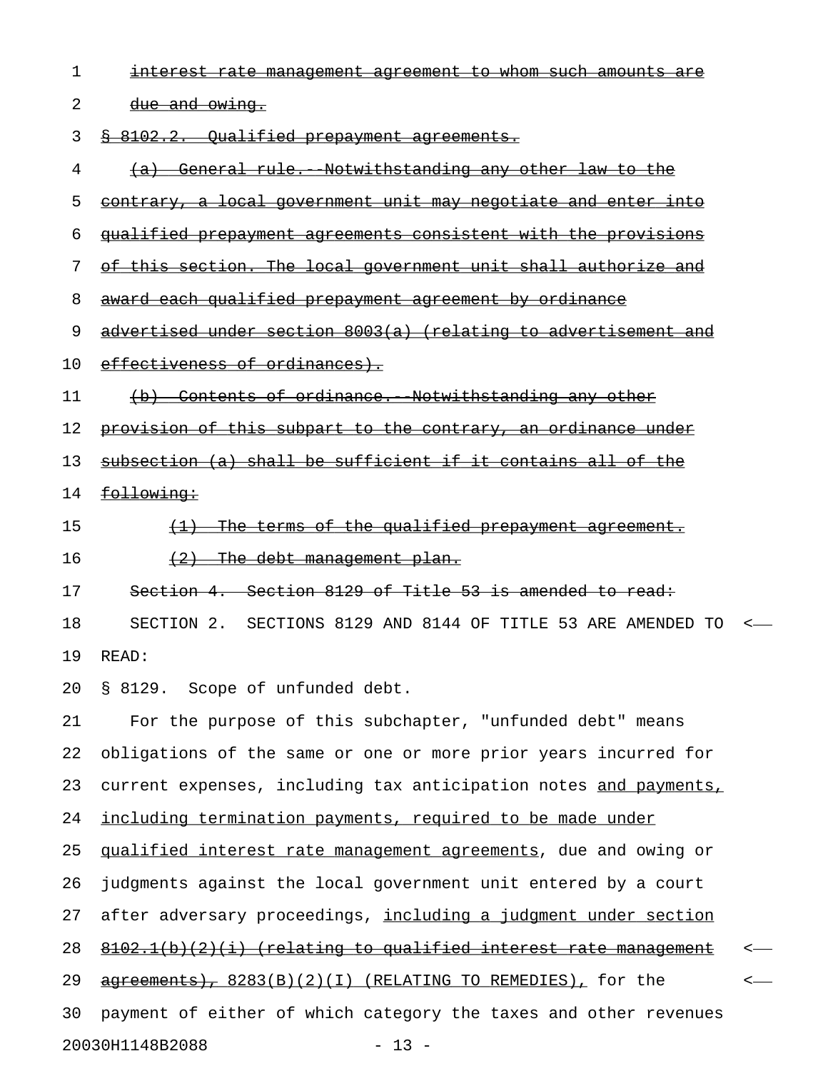~~interest rate management agreement to whom such amounts are due and owing.~~

~~§ 8102.2. Qualified prepayment agreements.~~

~~(a) General rule.--Notwithstanding any other law to the contrary, a local government unit may negotiate and enter into qualified prepayment agreements consistent with the provisions of this section. The local government unit shall authorize and award each qualified prepayment agreement by ordinance advertised under section 8003(a) (relating to advertisement and effectiveness of ordinances).~~

~~(b) Contents of ordinance.--Notwithstanding any other provision of this subpart to the contrary, an ordinance under subsection (a) shall be sufficient if it contains all of the following:~~

~~(1) The terms of the qualified prepayment agreement.~~

~~(2) The debt management plan.~~

~~Section 4. Section 8129 of Title 53 is amended to read:~~

SECTION 2. SECTIONS 8129 AND 8144 OF TITLE 53 ARE AMENDED TO READ:

§ 8129. Scope of unfunded debt.

For the purpose of this subchapter, "unfunded debt" means obligations of the same or one or more prior years incurred for current expenses, including tax anticipation notes <u>and payments, including termination payments, required to be made under qualified interest rate management agreements</u>, due and owing or judgments against the local government unit entered by a court after adversary proceedings, <u>including a judgment under section</u> <u>~~8102.1(b)(2)(i) (relating to qualified interest rate management agreements),~~ 8283(B)(2)(I) (RELATING TO REMEDIES),</u> for the payment of either of which category the taxes and other revenues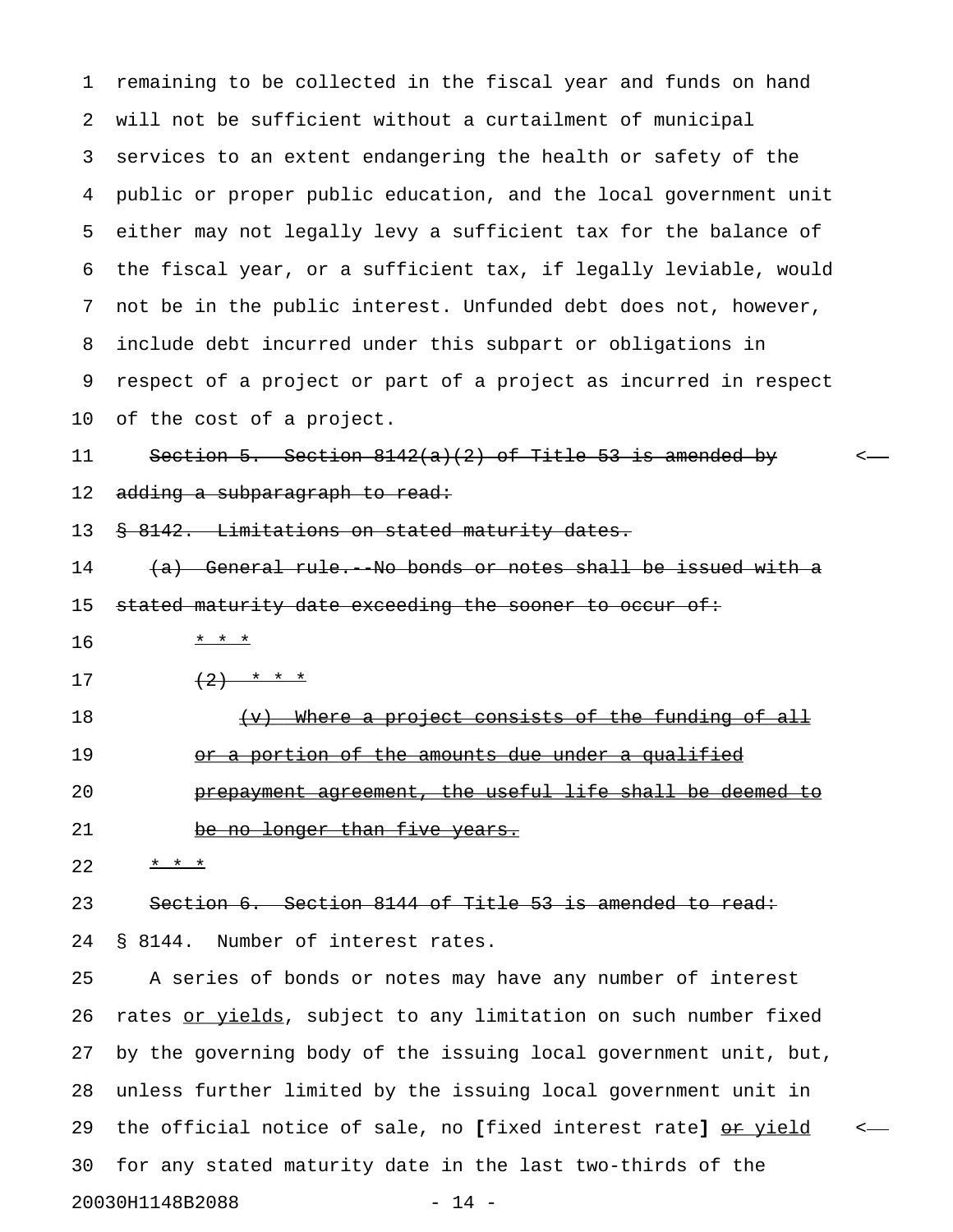remaining to be collected in the fiscal year and funds on hand will not be sufficient without a curtailment of municipal services to an extent endangering the health or safety of the public or proper public education, and the local government unit either may not legally levy a sufficient tax for the balance of the fiscal year, or a sufficient tax, if legally leviable, would not be in the public interest. Unfunded debt does not, however, include debt incurred under this subpart or obligations in respect of a project or part of a project as incurred in respect of the cost of a project.

~~Section 5. Section 8142(a)(2) of Title 53 is amended by adding a subparagraph to read:~~

~~§ 8142. Limitations on stated maturity dates.~~

~~(a) General rule.--No bonds or notes shall be issued with a stated maturity date exceeding the sooner to occur of:~~

~~* * *~~

~~(2) * * *~~

~~(v) Where a project consists of the funding of all or a portion of the amounts due under a qualified prepayment agreement, the useful life shall be deemed to be no longer than five years.~~

~~* * *~~

~~Section 6. Section 8144 of Title 53 is amended to read:~~

§ 8144. Number of interest rates.

A series of bonds or notes may have any number of interest rates <u>or yields</u>, subject to any limitation on such number fixed by the governing body of the issuing local government unit, but, unless further limited by the issuing local government unit in the official notice of sale, no **[**fixed interest rate**]** <u>~~or~~ yield</u> for any stated maturity date in the last two-thirds of the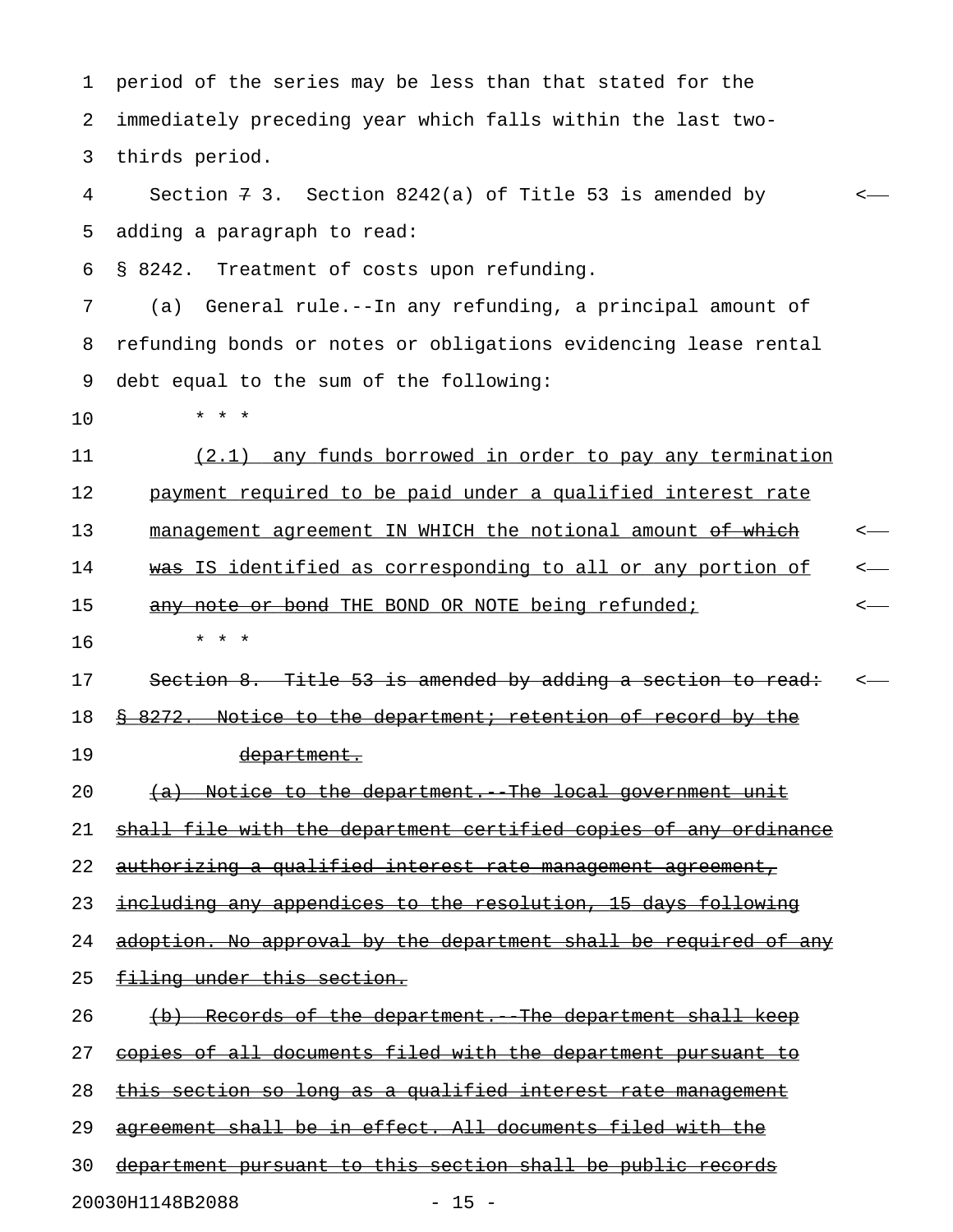period of the series may be less than that stated for the immediately preceding year which falls within the last two-thirds period.

Section ~~7~~ 3. Section 8242(a) of Title 53 is amended by adding a paragraph to read:

§ 8242. Treatment of costs upon refunding.

(a) General rule.--In any refunding, a principal amount of refunding bonds or notes or obligations evidencing lease rental debt equal to the sum of the following:

\* \* \*

<u>(2.1) any funds borrowed in order to pay any termination payment required to be paid under a qualified interest rate management agreement IN WHICH the notional amount ~~of which~~ ~~was~~ IS identified as corresponding to all or any portion of ~~any note or bond~~ THE BOND OR NOTE being refunded;</u>

\* \* \*

~~Section 8. Title 53 is amended by adding a section to read:~~

~~§ 8272. Notice to the department; retention of record by the department.~~

~~(a) Notice to the department.--The local government unit shall file with the department certified copies of any ordinance authorizing a qualified interest rate management agreement, including any appendices to the resolution, 15 days following adoption. No approval by the department shall be required of any filing under this section.~~

~~(b) Records of the department.--The department shall keep copies of all documents filed with the department pursuant to this section so long as a qualified interest rate management agreement shall be in effect. All documents filed with the department pursuant to this section shall be public records~~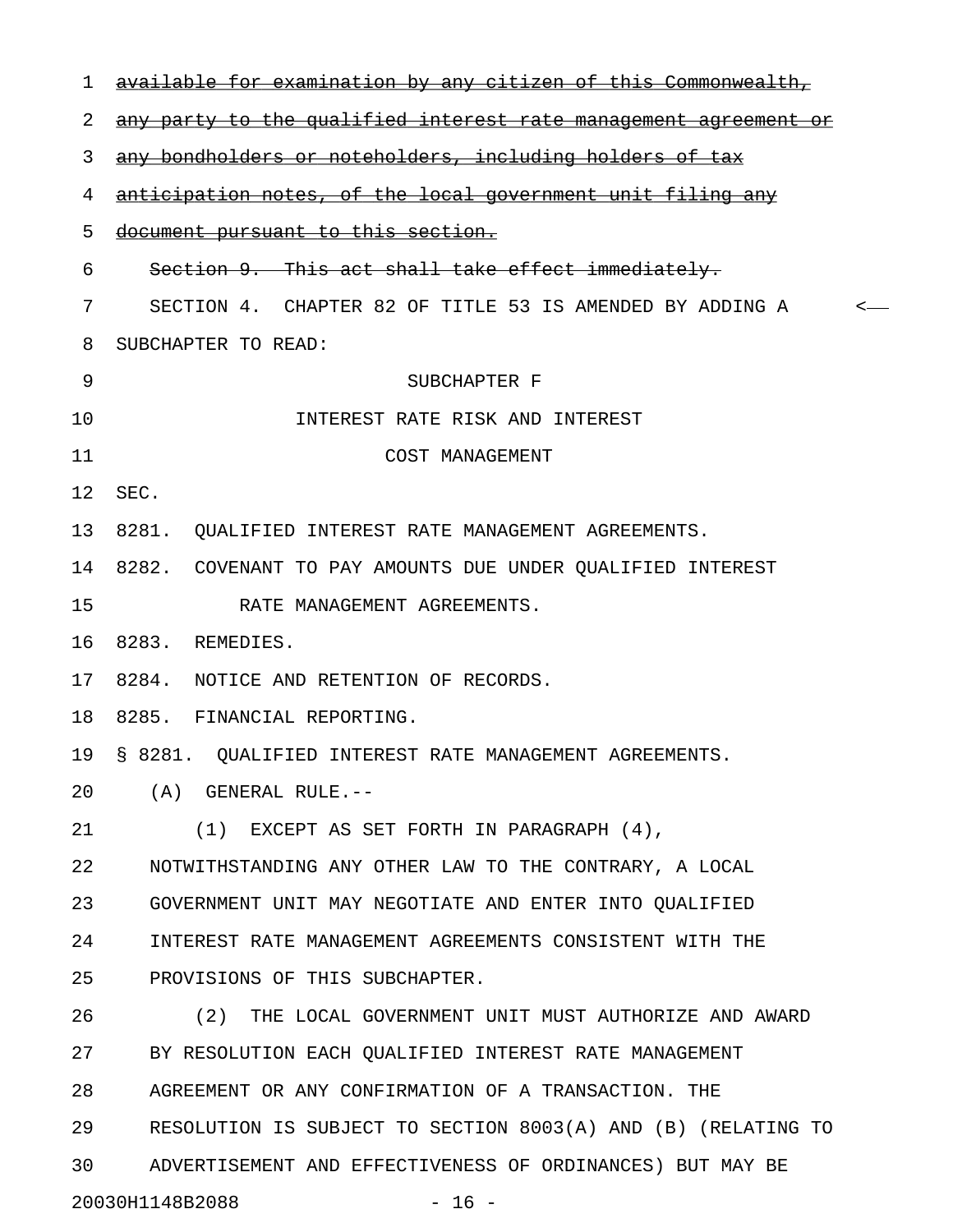~~available for examination by any citizen of this Commonwealth, any party to the qualified interest rate management agreement or any bondholders or noteholders, including holders of tax anticipation notes, of the local government unit filing any document pursuant to this section.~~

~~Section 9. This act shall take effect immediately.~~

SECTION 4. CHAPTER 82 OF TITLE 53 IS AMENDED BY ADDING A SUBCHAPTER TO READ:

SUBCHAPTER F

INTEREST RATE RISK AND INTEREST COST MANAGEMENT

SEC.

8281. QUALIFIED INTEREST RATE MANAGEMENT AGREEMENTS.

8282. COVENANT TO PAY AMOUNTS DUE UNDER QUALIFIED INTEREST RATE MANAGEMENT AGREEMENTS.

8283. REMEDIES.

8284. NOTICE AND RETENTION OF RECORDS.

8285. FINANCIAL REPORTING.

§ 8281. QUALIFIED INTEREST RATE MANAGEMENT AGREEMENTS.

(A) GENERAL RULE.--

(1) EXCEPT AS SET FORTH IN PARAGRAPH (4), NOTWITHSTANDING ANY OTHER LAW TO THE CONTRARY, A LOCAL GOVERNMENT UNIT MAY NEGOTIATE AND ENTER INTO QUALIFIED INTEREST RATE MANAGEMENT AGREEMENTS CONSISTENT WITH THE PROVISIONS OF THIS SUBCHAPTER.

(2) THE LOCAL GOVERNMENT UNIT MUST AUTHORIZE AND AWARD BY RESOLUTION EACH QUALIFIED INTEREST RATE MANAGEMENT AGREEMENT OR ANY CONFIRMATION OF A TRANSACTION. THE RESOLUTION IS SUBJECT TO SECTION 8003(A) AND (B) (RELATING TO ADVERTISEMENT AND EFFECTIVENESS OF ORDINANCES) BUT MAY BE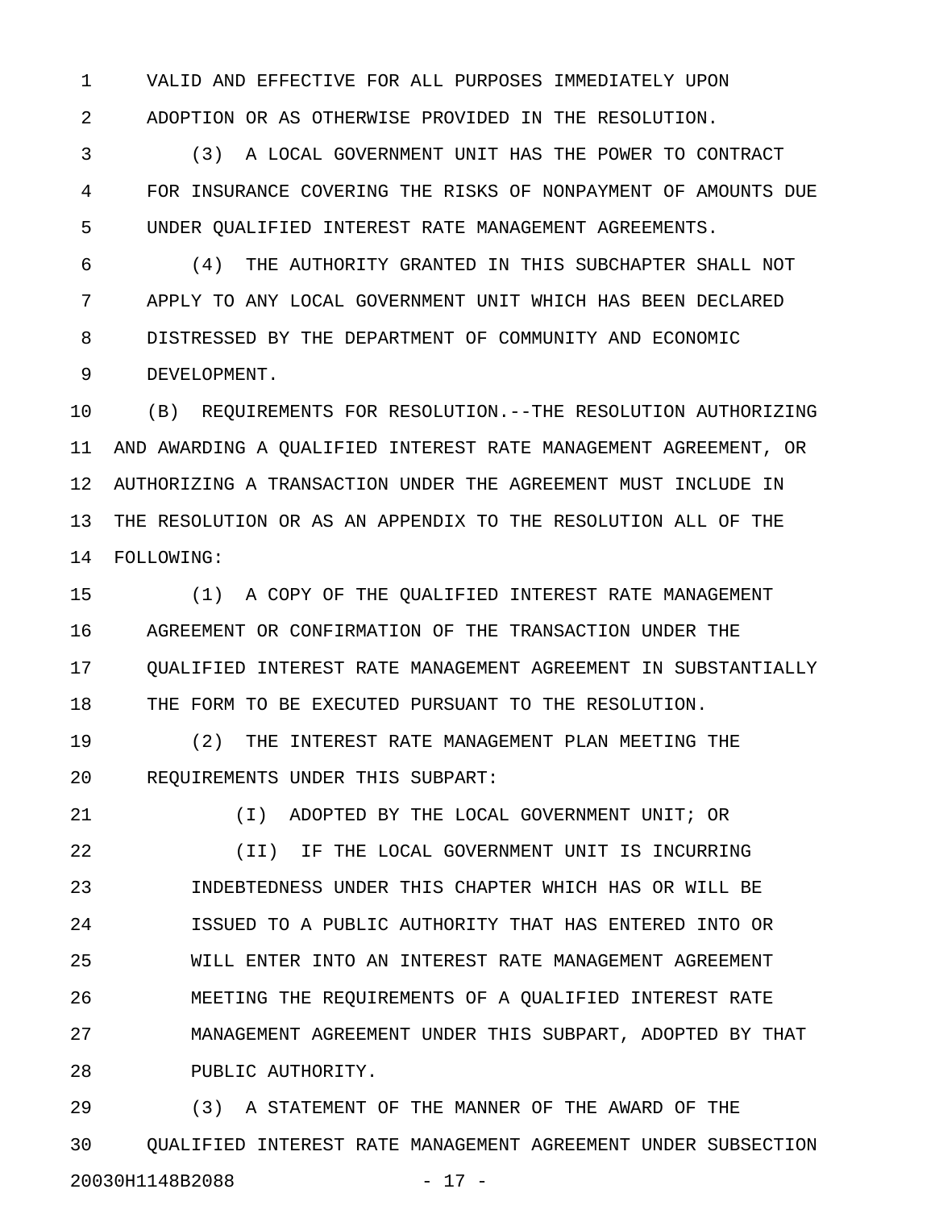VALID AND EFFECTIVE FOR ALL PURPOSES IMMEDIATELY UPON ADOPTION OR AS OTHERWISE PROVIDED IN THE RESOLUTION.

(3) A LOCAL GOVERNMENT UNIT HAS THE POWER TO CONTRACT FOR INSURANCE COVERING THE RISKS OF NONPAYMENT OF AMOUNTS DUE UNDER QUALIFIED INTEREST RATE MANAGEMENT AGREEMENTS.

(4) THE AUTHORITY GRANTED IN THIS SUBCHAPTER SHALL NOT APPLY TO ANY LOCAL GOVERNMENT UNIT WHICH HAS BEEN DECLARED DISTRESSED BY THE DEPARTMENT OF COMMUNITY AND ECONOMIC DEVELOPMENT.

(B) REQUIREMENTS FOR RESOLUTION.--THE RESOLUTION AUTHORIZING AND AWARDING A QUALIFIED INTEREST RATE MANAGEMENT AGREEMENT, OR AUTHORIZING A TRANSACTION UNDER THE AGREEMENT MUST INCLUDE IN THE RESOLUTION OR AS AN APPENDIX TO THE RESOLUTION ALL OF THE FOLLOWING:

(1) A COPY OF THE QUALIFIED INTEREST RATE MANAGEMENT AGREEMENT OR CONFIRMATION OF THE TRANSACTION UNDER THE QUALIFIED INTEREST RATE MANAGEMENT AGREEMENT IN SUBSTANTIALLY THE FORM TO BE EXECUTED PURSUANT TO THE RESOLUTION.

(2) THE INTEREST RATE MANAGEMENT PLAN MEETING THE REQUIREMENTS UNDER THIS SUBPART:

(I) ADOPTED BY THE LOCAL GOVERNMENT UNIT; OR

(II) IF THE LOCAL GOVERNMENT UNIT IS INCURRING INDEBTEDNESS UNDER THIS CHAPTER WHICH HAS OR WILL BE ISSUED TO A PUBLIC AUTHORITY THAT HAS ENTERED INTO OR WILL ENTER INTO AN INTEREST RATE MANAGEMENT AGREEMENT MEETING THE REQUIREMENTS OF A QUALIFIED INTEREST RATE MANAGEMENT AGREEMENT UNDER THIS SUBPART, ADOPTED BY THAT PUBLIC AUTHORITY.

(3) A STATEMENT OF THE MANNER OF THE AWARD OF THE QUALIFIED INTEREST RATE MANAGEMENT AGREEMENT UNDER SUBSECTION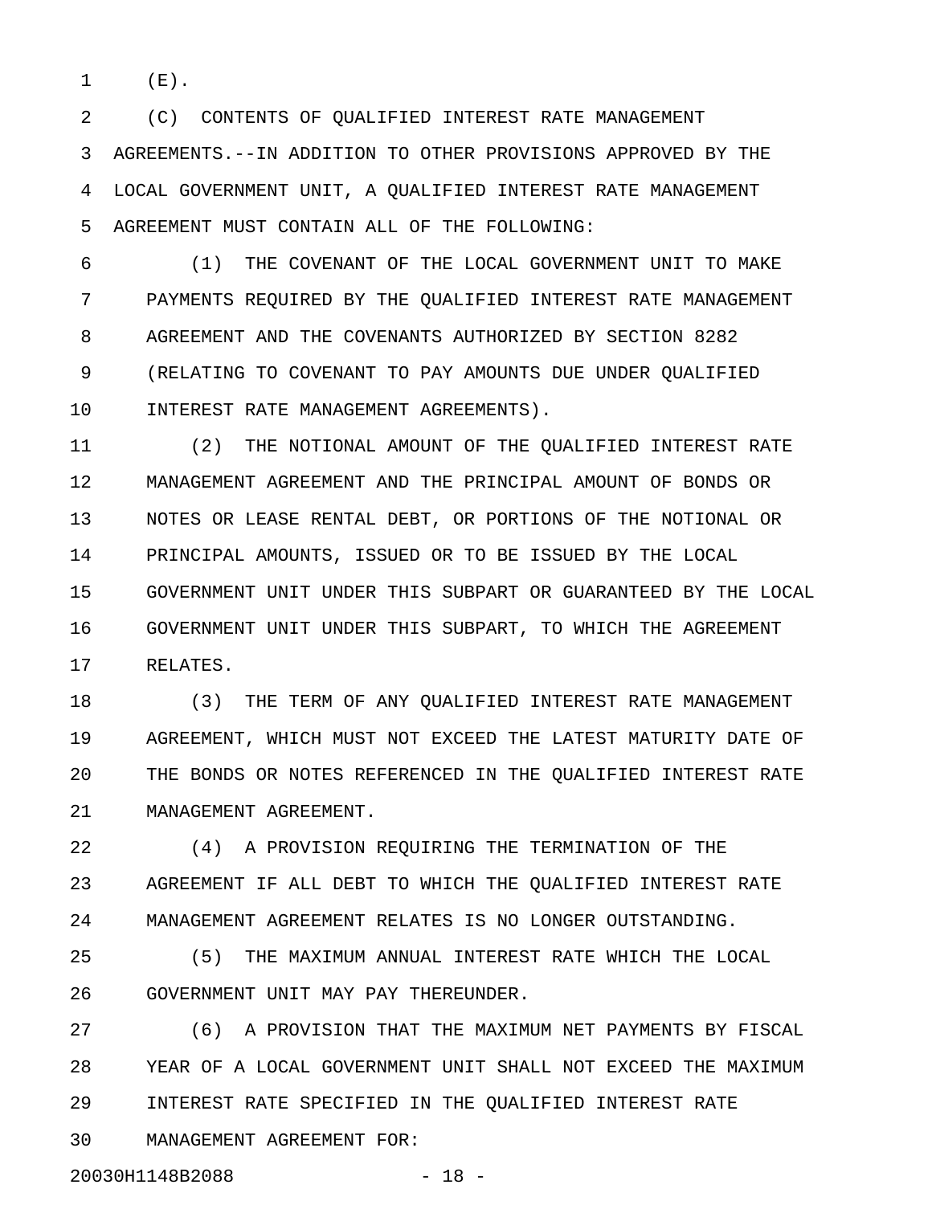(E).

(C) CONTENTS OF QUALIFIED INTEREST RATE MANAGEMENT AGREEMENTS.--IN ADDITION TO OTHER PROVISIONS APPROVED BY THE LOCAL GOVERNMENT UNIT, A QUALIFIED INTEREST RATE MANAGEMENT AGREEMENT MUST CONTAIN ALL OF THE FOLLOWING:

(1) THE COVENANT OF THE LOCAL GOVERNMENT UNIT TO MAKE PAYMENTS REQUIRED BY THE QUALIFIED INTEREST RATE MANAGEMENT AGREEMENT AND THE COVENANTS AUTHORIZED BY SECTION 8282 (RELATING TO COVENANT TO PAY AMOUNTS DUE UNDER QUALIFIED INTEREST RATE MANAGEMENT AGREEMENTS).

(2) THE NOTIONAL AMOUNT OF THE QUALIFIED INTEREST RATE MANAGEMENT AGREEMENT AND THE PRINCIPAL AMOUNT OF BONDS OR NOTES OR LEASE RENTAL DEBT, OR PORTIONS OF THE NOTIONAL OR PRINCIPAL AMOUNTS, ISSUED OR TO BE ISSUED BY THE LOCAL GOVERNMENT UNIT UNDER THIS SUBPART OR GUARANTEED BY THE LOCAL GOVERNMENT UNIT UNDER THIS SUBPART, TO WHICH THE AGREEMENT RELATES.

(3) THE TERM OF ANY QUALIFIED INTEREST RATE MANAGEMENT AGREEMENT, WHICH MUST NOT EXCEED THE LATEST MATURITY DATE OF THE BONDS OR NOTES REFERENCED IN THE QUALIFIED INTEREST RATE MANAGEMENT AGREEMENT.

(4) A PROVISION REQUIRING THE TERMINATION OF THE AGREEMENT IF ALL DEBT TO WHICH THE QUALIFIED INTEREST RATE MANAGEMENT AGREEMENT RELATES IS NO LONGER OUTSTANDING.

(5) THE MAXIMUM ANNUAL INTEREST RATE WHICH THE LOCAL GOVERNMENT UNIT MAY PAY THEREUNDER.

(6) A PROVISION THAT THE MAXIMUM NET PAYMENTS BY FISCAL YEAR OF A LOCAL GOVERNMENT UNIT SHALL NOT EXCEED THE MAXIMUM INTEREST RATE SPECIFIED IN THE QUALIFIED INTEREST RATE MANAGEMENT AGREEMENT FOR: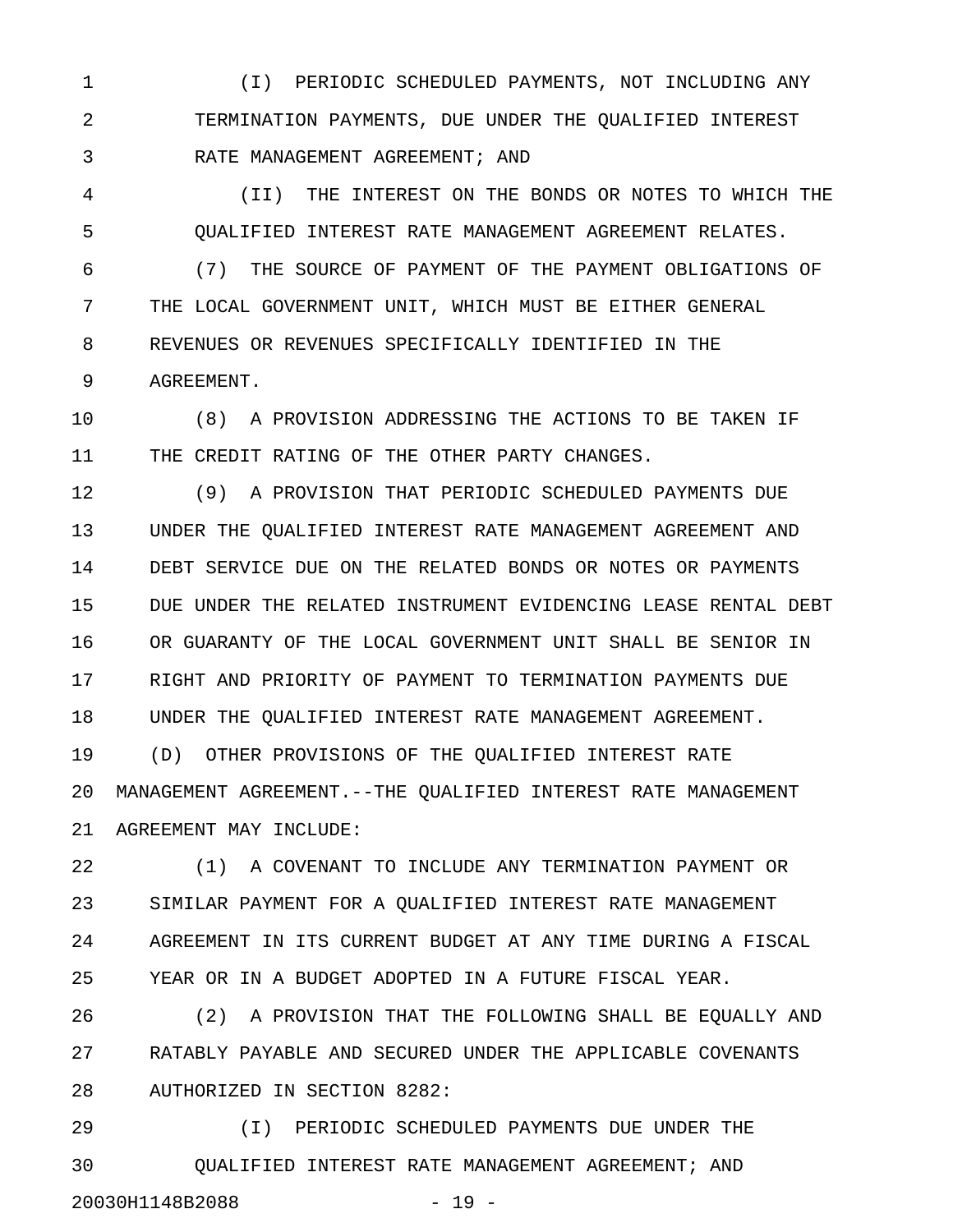(I) PERIODIC SCHEDULED PAYMENTS, NOT INCLUDING ANY TERMINATION PAYMENTS, DUE UNDER THE QUALIFIED INTEREST RATE MANAGEMENT AGREEMENT; AND

(II) THE INTEREST ON THE BONDS OR NOTES TO WHICH THE QUALIFIED INTEREST RATE MANAGEMENT AGREEMENT RELATES.

(7) THE SOURCE OF PAYMENT OF THE PAYMENT OBLIGATIONS OF THE LOCAL GOVERNMENT UNIT, WHICH MUST BE EITHER GENERAL REVENUES OR REVENUES SPECIFICALLY IDENTIFIED IN THE AGREEMENT.

(8) A PROVISION ADDRESSING THE ACTIONS TO BE TAKEN IF THE CREDIT RATING OF THE OTHER PARTY CHANGES.

(9) A PROVISION THAT PERIODIC SCHEDULED PAYMENTS DUE UNDER THE QUALIFIED INTEREST RATE MANAGEMENT AGREEMENT AND DEBT SERVICE DUE ON THE RELATED BONDS OR NOTES OR PAYMENTS DUE UNDER THE RELATED INSTRUMENT EVIDENCING LEASE RENTAL DEBT OR GUARANTY OF THE LOCAL GOVERNMENT UNIT SHALL BE SENIOR IN RIGHT AND PRIORITY OF PAYMENT TO TERMINATION PAYMENTS DUE UNDER THE QUALIFIED INTEREST RATE MANAGEMENT AGREEMENT.

(D) OTHER PROVISIONS OF THE QUALIFIED INTEREST RATE MANAGEMENT AGREEMENT.--THE QUALIFIED INTEREST RATE MANAGEMENT AGREEMENT MAY INCLUDE:

(1) A COVENANT TO INCLUDE ANY TERMINATION PAYMENT OR SIMILAR PAYMENT FOR A QUALIFIED INTEREST RATE MANAGEMENT AGREEMENT IN ITS CURRENT BUDGET AT ANY TIME DURING A FISCAL YEAR OR IN A BUDGET ADOPTED IN A FUTURE FISCAL YEAR.

(2) A PROVISION THAT THE FOLLOWING SHALL BE EQUALLY AND RATABLY PAYABLE AND SECURED UNDER THE APPLICABLE COVENANTS AUTHORIZED IN SECTION 8282:

(I) PERIODIC SCHEDULED PAYMENTS DUE UNDER THE QUALIFIED INTEREST RATE MANAGEMENT AGREEMENT; AND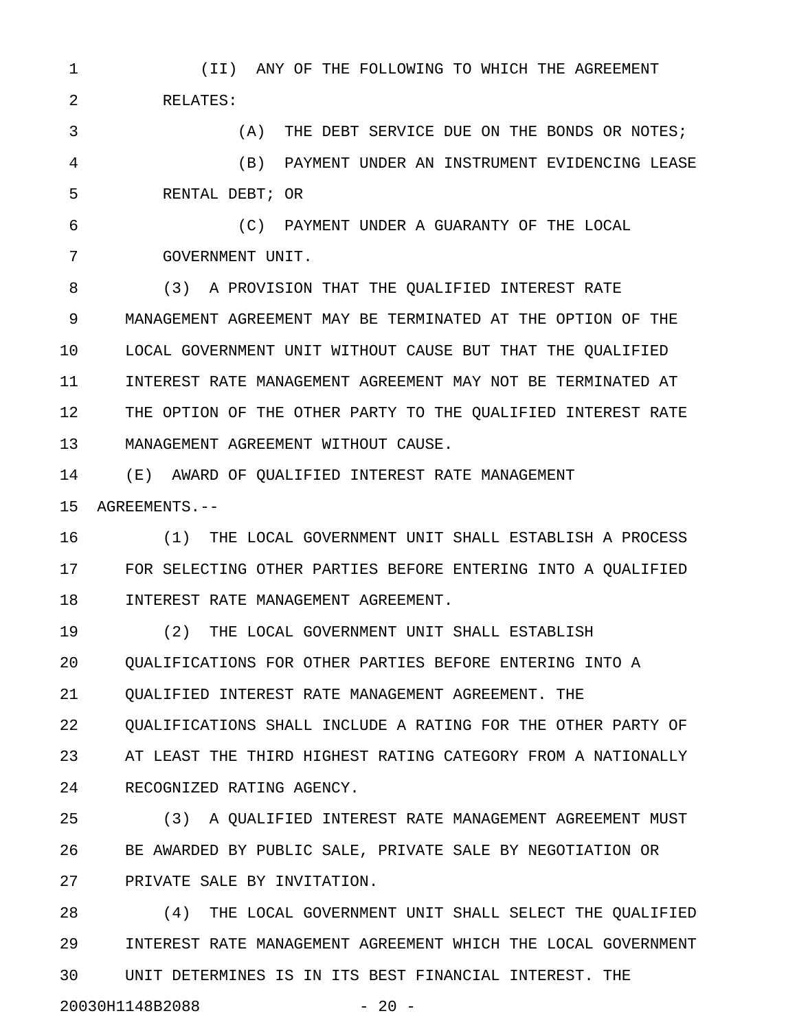(II) ANY OF THE FOLLOWING TO WHICH THE AGREEMENT RELATES:

(A) THE DEBT SERVICE DUE ON THE BONDS OR NOTES;

(B) PAYMENT UNDER AN INSTRUMENT EVIDENCING LEASE RENTAL DEBT; OR

(C) PAYMENT UNDER A GUARANTY OF THE LOCAL GOVERNMENT UNIT.

(3) A PROVISION THAT THE QUALIFIED INTEREST RATE MANAGEMENT AGREEMENT MAY BE TERMINATED AT THE OPTION OF THE LOCAL GOVERNMENT UNIT WITHOUT CAUSE BUT THAT THE QUALIFIED INTEREST RATE MANAGEMENT AGREEMENT MAY NOT BE TERMINATED AT THE OPTION OF THE OTHER PARTY TO THE QUALIFIED INTEREST RATE MANAGEMENT AGREEMENT WITHOUT CAUSE.

(E) AWARD OF QUALIFIED INTEREST RATE MANAGEMENT AGREEMENTS.--

(1) THE LOCAL GOVERNMENT UNIT SHALL ESTABLISH A PROCESS FOR SELECTING OTHER PARTIES BEFORE ENTERING INTO A QUALIFIED INTEREST RATE MANAGEMENT AGREEMENT.

(2) THE LOCAL GOVERNMENT UNIT SHALL ESTABLISH QUALIFICATIONS FOR OTHER PARTIES BEFORE ENTERING INTO A QUALIFIED INTEREST RATE MANAGEMENT AGREEMENT. THE QUALIFICATIONS SHALL INCLUDE A RATING FOR THE OTHER PARTY OF AT LEAST THE THIRD HIGHEST RATING CATEGORY FROM A NATIONALLY RECOGNIZED RATING AGENCY.

(3) A QUALIFIED INTEREST RATE MANAGEMENT AGREEMENT MUST BE AWARDED BY PUBLIC SALE, PRIVATE SALE BY NEGOTIATION OR PRIVATE SALE BY INVITATION.

(4) THE LOCAL GOVERNMENT UNIT SHALL SELECT THE QUALIFIED INTEREST RATE MANAGEMENT AGREEMENT WHICH THE LOCAL GOVERNMENT UNIT DETERMINES IS IN ITS BEST FINANCIAL INTEREST. THE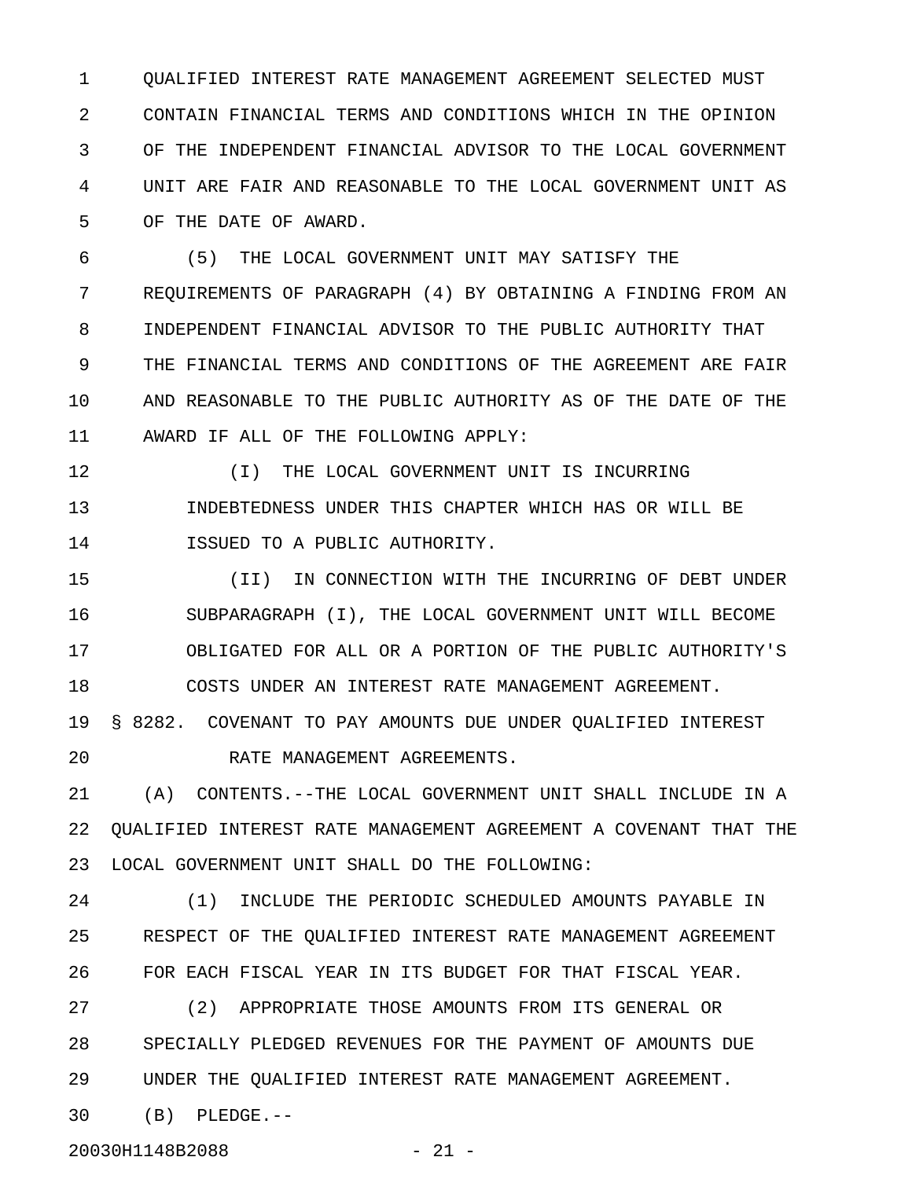QUALIFIED INTEREST RATE MANAGEMENT AGREEMENT SELECTED MUST CONTAIN FINANCIAL TERMS AND CONDITIONS WHICH IN THE OPINION OF THE INDEPENDENT FINANCIAL ADVISOR TO THE LOCAL GOVERNMENT UNIT ARE FAIR AND REASONABLE TO THE LOCAL GOVERNMENT UNIT AS OF THE DATE OF AWARD.

(5) THE LOCAL GOVERNMENT UNIT MAY SATISFY THE REQUIREMENTS OF PARAGRAPH (4) BY OBTAINING A FINDING FROM AN INDEPENDENT FINANCIAL ADVISOR TO THE PUBLIC AUTHORITY THAT THE FINANCIAL TERMS AND CONDITIONS OF THE AGREEMENT ARE FAIR AND REASONABLE TO THE PUBLIC AUTHORITY AS OF THE DATE OF THE AWARD IF ALL OF THE FOLLOWING APPLY:

(I) THE LOCAL GOVERNMENT UNIT IS INCURRING INDEBTEDNESS UNDER THIS CHAPTER WHICH HAS OR WILL BE ISSUED TO A PUBLIC AUTHORITY.

(II) IN CONNECTION WITH THE INCURRING OF DEBT UNDER SUBPARAGRAPH (I), THE LOCAL GOVERNMENT UNIT WILL BECOME OBLIGATED FOR ALL OR A PORTION OF THE PUBLIC AUTHORITY'S COSTS UNDER AN INTEREST RATE MANAGEMENT AGREEMENT.

§ 8282. COVENANT TO PAY AMOUNTS DUE UNDER QUALIFIED INTEREST RATE MANAGEMENT AGREEMENTS.

(A) CONTENTS.--THE LOCAL GOVERNMENT UNIT SHALL INCLUDE IN A QUALIFIED INTEREST RATE MANAGEMENT AGREEMENT A COVENANT THAT THE LOCAL GOVERNMENT UNIT SHALL DO THE FOLLOWING:

(1) INCLUDE THE PERIODIC SCHEDULED AMOUNTS PAYABLE IN RESPECT OF THE QUALIFIED INTEREST RATE MANAGEMENT AGREEMENT FOR EACH FISCAL YEAR IN ITS BUDGET FOR THAT FISCAL YEAR.

(2) APPROPRIATE THOSE AMOUNTS FROM ITS GENERAL OR SPECIALLY PLEDGED REVENUES FOR THE PAYMENT OF AMOUNTS DUE UNDER THE QUALIFIED INTEREST RATE MANAGEMENT AGREEMENT.

(B) PLEDGE.--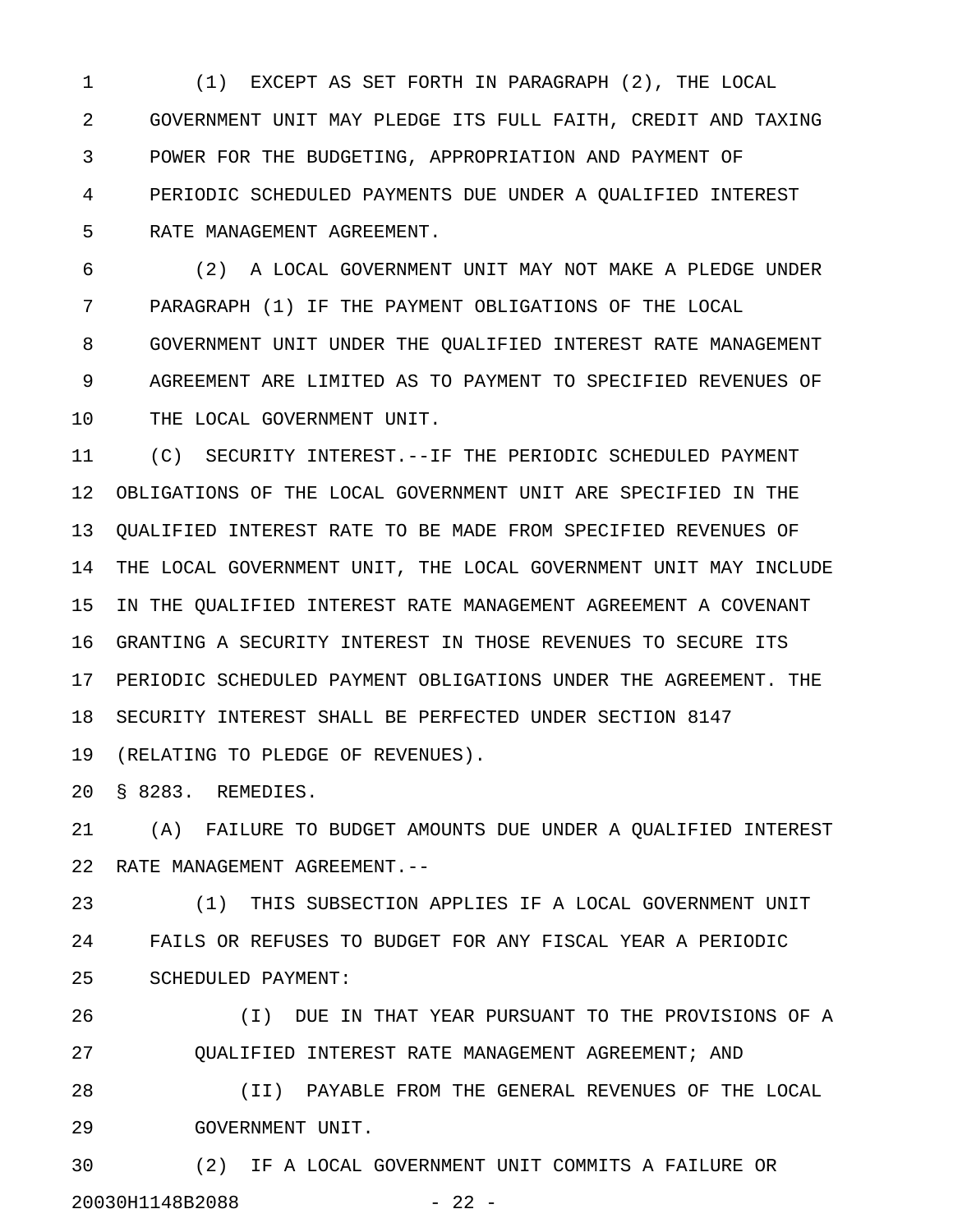(1) EXCEPT AS SET FORTH IN PARAGRAPH (2), THE LOCAL GOVERNMENT UNIT MAY PLEDGE ITS FULL FAITH, CREDIT AND TAXING POWER FOR THE BUDGETING, APPROPRIATION AND PAYMENT OF PERIODIC SCHEDULED PAYMENTS DUE UNDER A QUALIFIED INTEREST RATE MANAGEMENT AGREEMENT.

(2) A LOCAL GOVERNMENT UNIT MAY NOT MAKE A PLEDGE UNDER PARAGRAPH (1) IF THE PAYMENT OBLIGATIONS OF THE LOCAL GOVERNMENT UNIT UNDER THE QUALIFIED INTEREST RATE MANAGEMENT AGREEMENT ARE LIMITED AS TO PAYMENT TO SPECIFIED REVENUES OF THE LOCAL GOVERNMENT UNIT.

(C) SECURITY INTEREST.--IF THE PERIODIC SCHEDULED PAYMENT OBLIGATIONS OF THE LOCAL GOVERNMENT UNIT ARE SPECIFIED IN THE QUALIFIED INTEREST RATE TO BE MADE FROM SPECIFIED REVENUES OF THE LOCAL GOVERNMENT UNIT, THE LOCAL GOVERNMENT UNIT MAY INCLUDE IN THE QUALIFIED INTEREST RATE MANAGEMENT AGREEMENT A COVENANT GRANTING A SECURITY INTEREST IN THOSE REVENUES TO SECURE ITS PERIODIC SCHEDULED PAYMENT OBLIGATIONS UNDER THE AGREEMENT. THE SECURITY INTEREST SHALL BE PERFECTED UNDER SECTION 8147 (RELATING TO PLEDGE OF REVENUES).

§ 8283. REMEDIES.

(A) FAILURE TO BUDGET AMOUNTS DUE UNDER A QUALIFIED INTEREST RATE MANAGEMENT AGREEMENT.--

(1) THIS SUBSECTION APPLIES IF A LOCAL GOVERNMENT UNIT FAILS OR REFUSES TO BUDGET FOR ANY FISCAL YEAR A PERIODIC SCHEDULED PAYMENT:

(I) DUE IN THAT YEAR PURSUANT TO THE PROVISIONS OF A QUALIFIED INTEREST RATE MANAGEMENT AGREEMENT; AND

(II) PAYABLE FROM THE GENERAL REVENUES OF THE LOCAL GOVERNMENT UNIT.

(2) IF A LOCAL GOVERNMENT UNIT COMMITS A FAILURE OR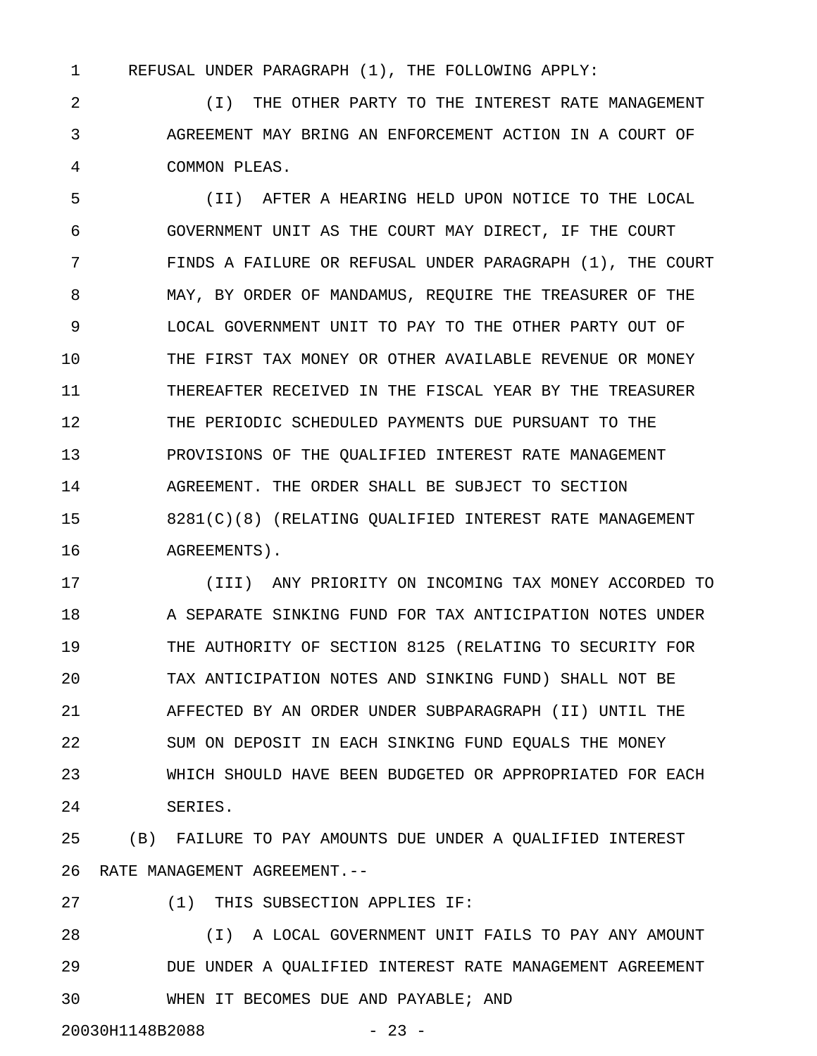REFUSAL UNDER PARAGRAPH (1), THE FOLLOWING APPLY:

(I) THE OTHER PARTY TO THE INTEREST RATE MANAGEMENT AGREEMENT MAY BRING AN ENFORCEMENT ACTION IN A COURT OF COMMON PLEAS.

(II) AFTER A HEARING HELD UPON NOTICE TO THE LOCAL GOVERNMENT UNIT AS THE COURT MAY DIRECT, IF THE COURT FINDS A FAILURE OR REFUSAL UNDER PARAGRAPH (1), THE COURT MAY, BY ORDER OF MANDAMUS, REQUIRE THE TREASURER OF THE LOCAL GOVERNMENT UNIT TO PAY TO THE OTHER PARTY OUT OF THE FIRST TAX MONEY OR OTHER AVAILABLE REVENUE OR MONEY THEREAFTER RECEIVED IN THE FISCAL YEAR BY THE TREASURER THE PERIODIC SCHEDULED PAYMENTS DUE PURSUANT TO THE PROVISIONS OF THE QUALIFIED INTEREST RATE MANAGEMENT AGREEMENT. THE ORDER SHALL BE SUBJECT TO SECTION 8281(C)(8) (RELATING QUALIFIED INTEREST RATE MANAGEMENT AGREEMENTS).

(III) ANY PRIORITY ON INCOMING TAX MONEY ACCORDED TO A SEPARATE SINKING FUND FOR TAX ANTICIPATION NOTES UNDER THE AUTHORITY OF SECTION 8125 (RELATING TO SECURITY FOR TAX ANTICIPATION NOTES AND SINKING FUND) SHALL NOT BE AFFECTED BY AN ORDER UNDER SUBPARAGRAPH (II) UNTIL THE SUM ON DEPOSIT IN EACH SINKING FUND EQUALS THE MONEY WHICH SHOULD HAVE BEEN BUDGETED OR APPROPRIATED FOR EACH SERIES.

(B) FAILURE TO PAY AMOUNTS DUE UNDER A QUALIFIED INTEREST RATE MANAGEMENT AGREEMENT.--

(1) THIS SUBSECTION APPLIES IF:

(I) A LOCAL GOVERNMENT UNIT FAILS TO PAY ANY AMOUNT DUE UNDER A QUALIFIED INTEREST RATE MANAGEMENT AGREEMENT WHEN IT BECOMES DUE AND PAYABLE; AND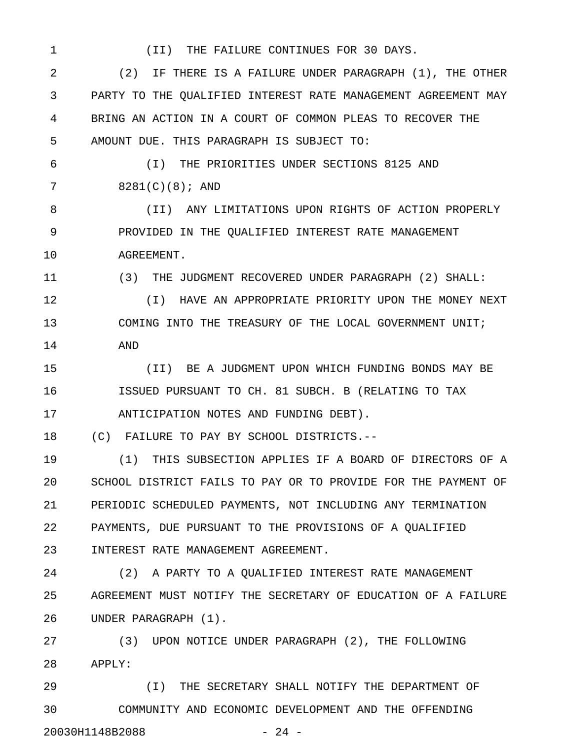(II) THE FAILURE CONTINUES FOR 30 DAYS.

(2) IF THERE IS A FAILURE UNDER PARAGRAPH (1), THE OTHER PARTY TO THE QUALIFIED INTEREST RATE MANAGEMENT AGREEMENT MAY BRING AN ACTION IN A COURT OF COMMON PLEAS TO RECOVER THE AMOUNT DUE. THIS PARAGRAPH IS SUBJECT TO:

(I) THE PRIORITIES UNDER SECTIONS 8125 AND 8281(C)(8); AND

(II) ANY LIMITATIONS UPON RIGHTS OF ACTION PROPERLY PROVIDED IN THE QUALIFIED INTEREST RATE MANAGEMENT AGREEMENT.

(3) THE JUDGMENT RECOVERED UNDER PARAGRAPH (2) SHALL:

(I) HAVE AN APPROPRIATE PRIORITY UPON THE MONEY NEXT COMING INTO THE TREASURY OF THE LOCAL GOVERNMENT UNIT; AND

(II) BE A JUDGMENT UPON WHICH FUNDING BONDS MAY BE ISSUED PURSUANT TO CH. 81 SUBCH. B (RELATING TO TAX ANTICIPATION NOTES AND FUNDING DEBT).

(C) FAILURE TO PAY BY SCHOOL DISTRICTS.--

(1) THIS SUBSECTION APPLIES IF A BOARD OF DIRECTORS OF A SCHOOL DISTRICT FAILS TO PAY OR TO PROVIDE FOR THE PAYMENT OF PERIODIC SCHEDULED PAYMENTS, NOT INCLUDING ANY TERMINATION PAYMENTS, DUE PURSUANT TO THE PROVISIONS OF A QUALIFIED INTEREST RATE MANAGEMENT AGREEMENT.

(2) A PARTY TO A QUALIFIED INTEREST RATE MANAGEMENT AGREEMENT MUST NOTIFY THE SECRETARY OF EDUCATION OF A FAILURE UNDER PARAGRAPH (1).

(3) UPON NOTICE UNDER PARAGRAPH (2), THE FOLLOWING APPLY:

(I) THE SECRETARY SHALL NOTIFY THE DEPARTMENT OF COMMUNITY AND ECONOMIC DEVELOPMENT AND THE OFFENDING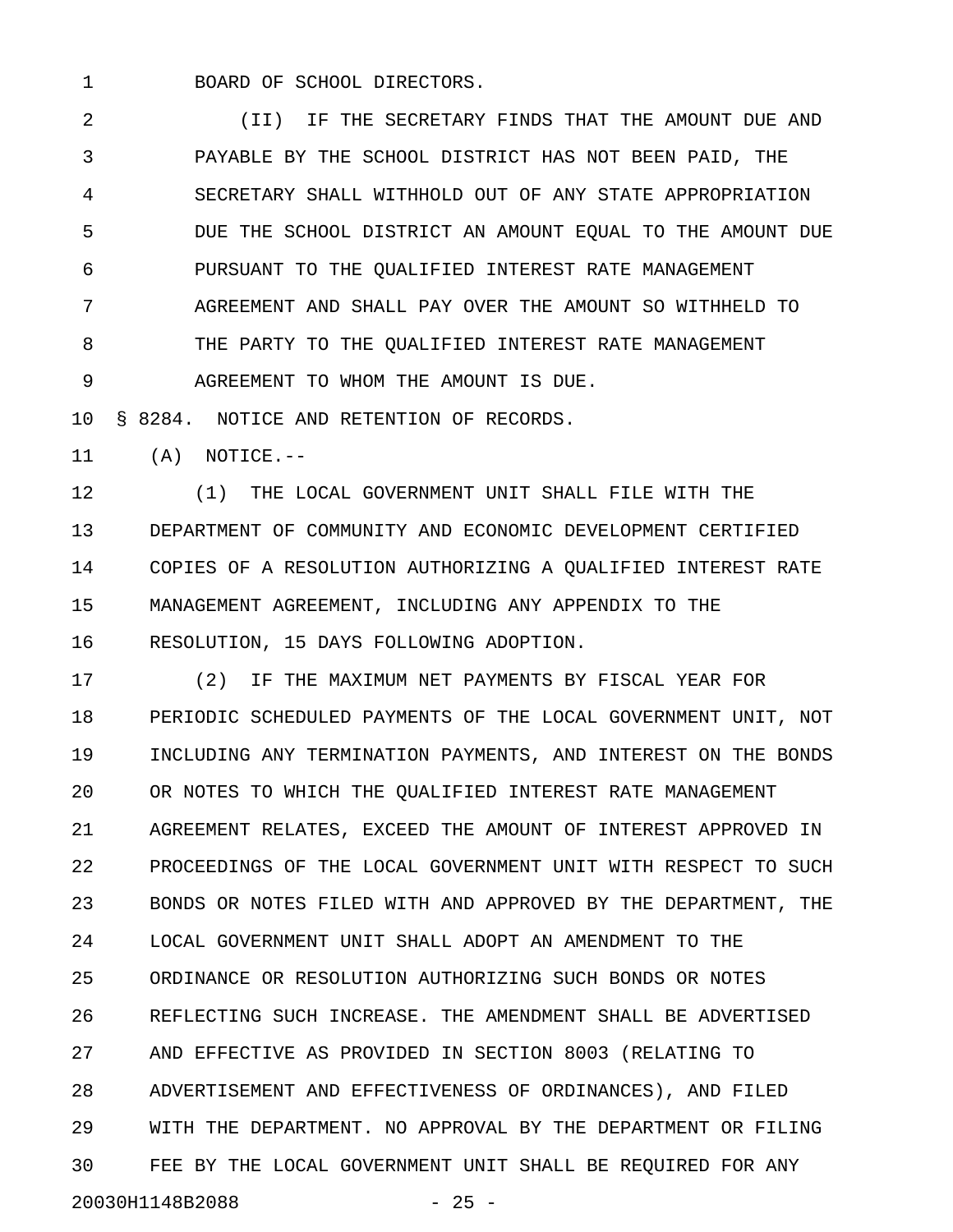BOARD OF SCHOOL DIRECTORS.

(II) IF THE SECRETARY FINDS THAT THE AMOUNT DUE AND PAYABLE BY THE SCHOOL DISTRICT HAS NOT BEEN PAID, THE SECRETARY SHALL WITHHOLD OUT OF ANY STATE APPROPRIATION DUE THE SCHOOL DISTRICT AN AMOUNT EQUAL TO THE AMOUNT DUE PURSUANT TO THE QUALIFIED INTEREST RATE MANAGEMENT AGREEMENT AND SHALL PAY OVER THE AMOUNT SO WITHHELD TO THE PARTY TO THE QUALIFIED INTEREST RATE MANAGEMENT AGREEMENT TO WHOM THE AMOUNT IS DUE.

§ 8284. NOTICE AND RETENTION OF RECORDS.

(A) NOTICE.--

(1) THE LOCAL GOVERNMENT UNIT SHALL FILE WITH THE DEPARTMENT OF COMMUNITY AND ECONOMIC DEVELOPMENT CERTIFIED COPIES OF A RESOLUTION AUTHORIZING A QUALIFIED INTEREST RATE MANAGEMENT AGREEMENT, INCLUDING ANY APPENDIX TO THE RESOLUTION, 15 DAYS FOLLOWING ADOPTION.

(2) IF THE MAXIMUM NET PAYMENTS BY FISCAL YEAR FOR PERIODIC SCHEDULED PAYMENTS OF THE LOCAL GOVERNMENT UNIT, NOT INCLUDING ANY TERMINATION PAYMENTS, AND INTEREST ON THE BONDS OR NOTES TO WHICH THE QUALIFIED INTEREST RATE MANAGEMENT AGREEMENT RELATES, EXCEED THE AMOUNT OF INTEREST APPROVED IN PROCEEDINGS OF THE LOCAL GOVERNMENT UNIT WITH RESPECT TO SUCH BONDS OR NOTES FILED WITH AND APPROVED BY THE DEPARTMENT, THE LOCAL GOVERNMENT UNIT SHALL ADOPT AN AMENDMENT TO THE ORDINANCE OR RESOLUTION AUTHORIZING SUCH BONDS OR NOTES REFLECTING SUCH INCREASE. THE AMENDMENT SHALL BE ADVERTISED AND EFFECTIVE AS PROVIDED IN SECTION 8003 (RELATING TO ADVERTISEMENT AND EFFECTIVENESS OF ORDINANCES), AND FILED WITH THE DEPARTMENT. NO APPROVAL BY THE DEPARTMENT OR FILING FEE BY THE LOCAL GOVERNMENT UNIT SHALL BE REQUIRED FOR ANY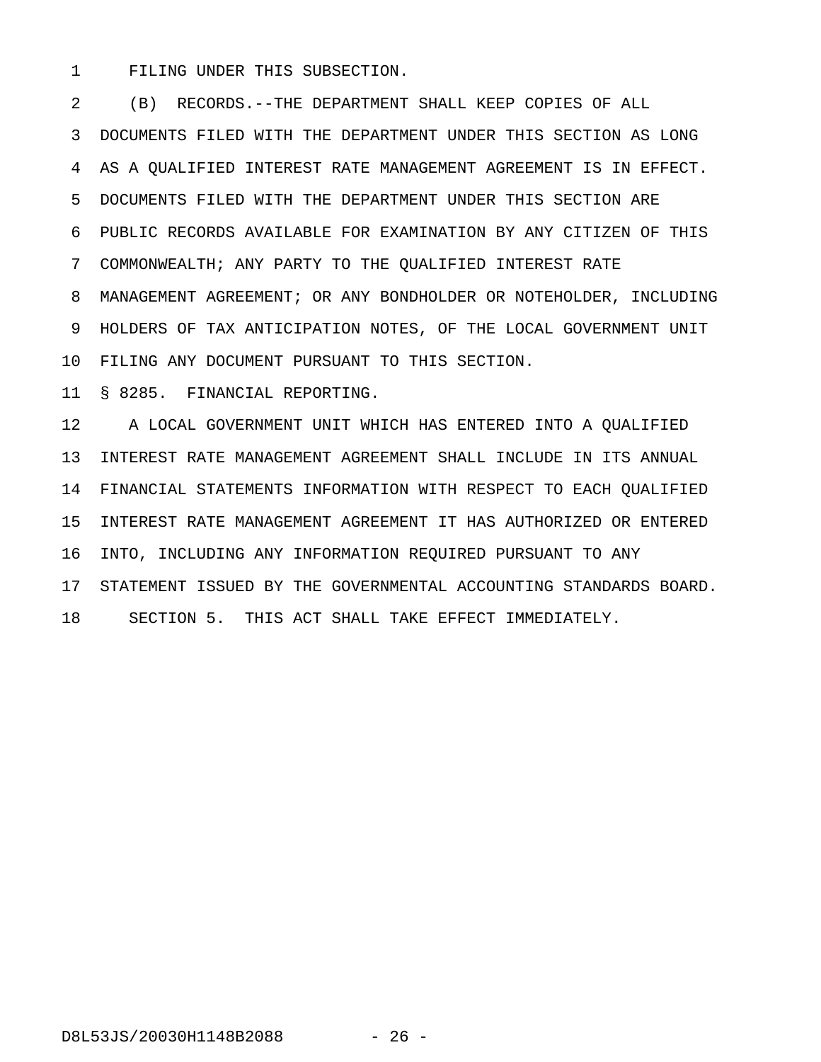FILING UNDER THIS SUBSECTION.

(B) RECORDS.--THE DEPARTMENT SHALL KEEP COPIES OF ALL DOCUMENTS FILED WITH THE DEPARTMENT UNDER THIS SECTION AS LONG AS A QUALIFIED INTEREST RATE MANAGEMENT AGREEMENT IS IN EFFECT. DOCUMENTS FILED WITH THE DEPARTMENT UNDER THIS SECTION ARE PUBLIC RECORDS AVAILABLE FOR EXAMINATION BY ANY CITIZEN OF THIS COMMONWEALTH; ANY PARTY TO THE QUALIFIED INTEREST RATE MANAGEMENT AGREEMENT; OR ANY BONDHOLDER OR NOTEHOLDER, INCLUDING HOLDERS OF TAX ANTICIPATION NOTES, OF THE LOCAL GOVERNMENT UNIT FILING ANY DOCUMENT PURSUANT TO THIS SECTION.

§ 8285. FINANCIAL REPORTING.

A LOCAL GOVERNMENT UNIT WHICH HAS ENTERED INTO A QUALIFIED INTEREST RATE MANAGEMENT AGREEMENT SHALL INCLUDE IN ITS ANNUAL FINANCIAL STATEMENTS INFORMATION WITH RESPECT TO EACH QUALIFIED INTEREST RATE MANAGEMENT AGREEMENT IT HAS AUTHORIZED OR ENTERED INTO, INCLUDING ANY INFORMATION REQUIRED PURSUANT TO ANY STATEMENT ISSUED BY THE GOVERNMENTAL ACCOUNTING STANDARDS BOARD.

SECTION 5. THIS ACT SHALL TAKE EFFECT IMMEDIATELY.